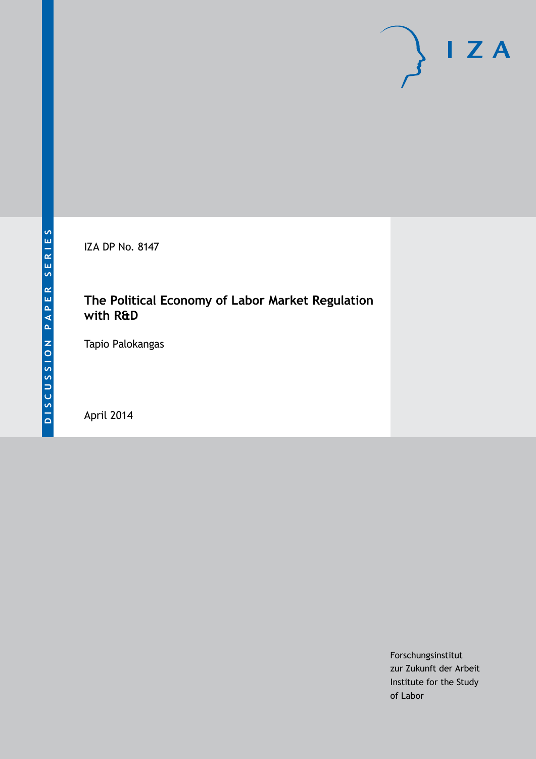DISCUSSION PAPER SERIES

IZA

IZA DP No. 8147

# The Political Economy of Labor Market Regulation with R&D

Tapio Palokangas

April 2014

Forschungsinstitut
zur Zukunft der Arbeit
Institute for the Study
of Labor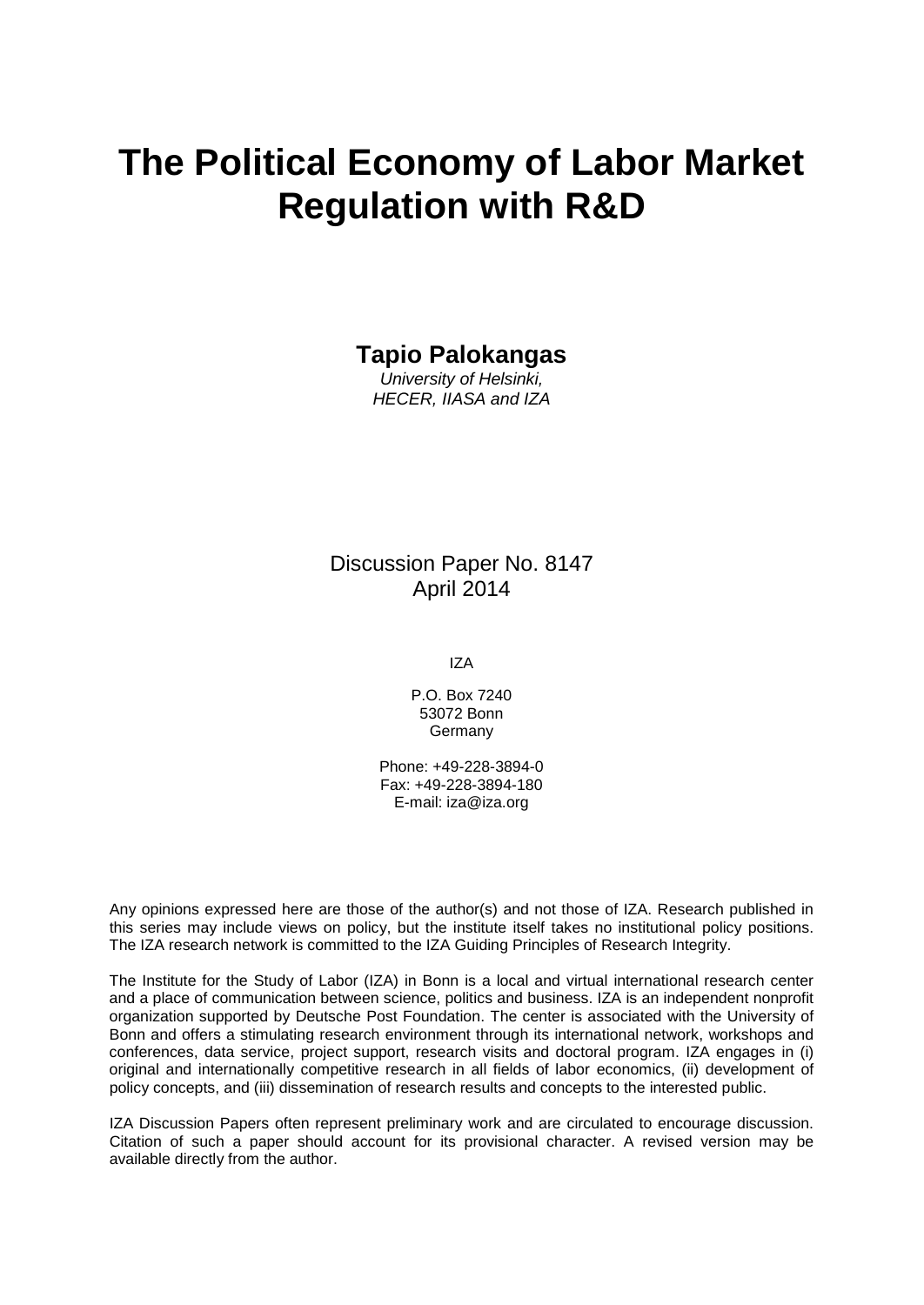# The Political Economy of Labor Market Regulation with R&D

**Tapio Palokangas**

*University of Helsinki,*
*HECER, IIASA and IZA*

Discussion Paper No. 8147
April 2014

IZA

P.O. Box 7240
53072 Bonn
Germany

Phone: +49-228-3894-0
Fax: +49-228-3894-180
E-mail: iza@iza.org

Any opinions expressed here are those of the author(s) and not those of IZA. Research published in this series may include views on policy, but the institute itself takes no institutional policy positions. The IZA research network is committed to the IZA Guiding Principles of Research Integrity.

The Institute for the Study of Labor (IZA) in Bonn is a local and virtual international research center and a place of communication between science, politics and business. IZA is an independent nonprofit organization supported by Deutsche Post Foundation. The center is associated with the University of Bonn and offers a stimulating research environment through its international network, workshops and conferences, data service, project support, research visits and doctoral program. IZA engages in (i) original and internationally competitive research in all fields of labor economics, (ii) development of policy concepts, and (iii) dissemination of research results and concepts to the interested public.

IZA Discussion Papers often represent preliminary work and are circulated to encourage discussion. Citation of such a paper should account for its provisional character. A revised version may be available directly from the author.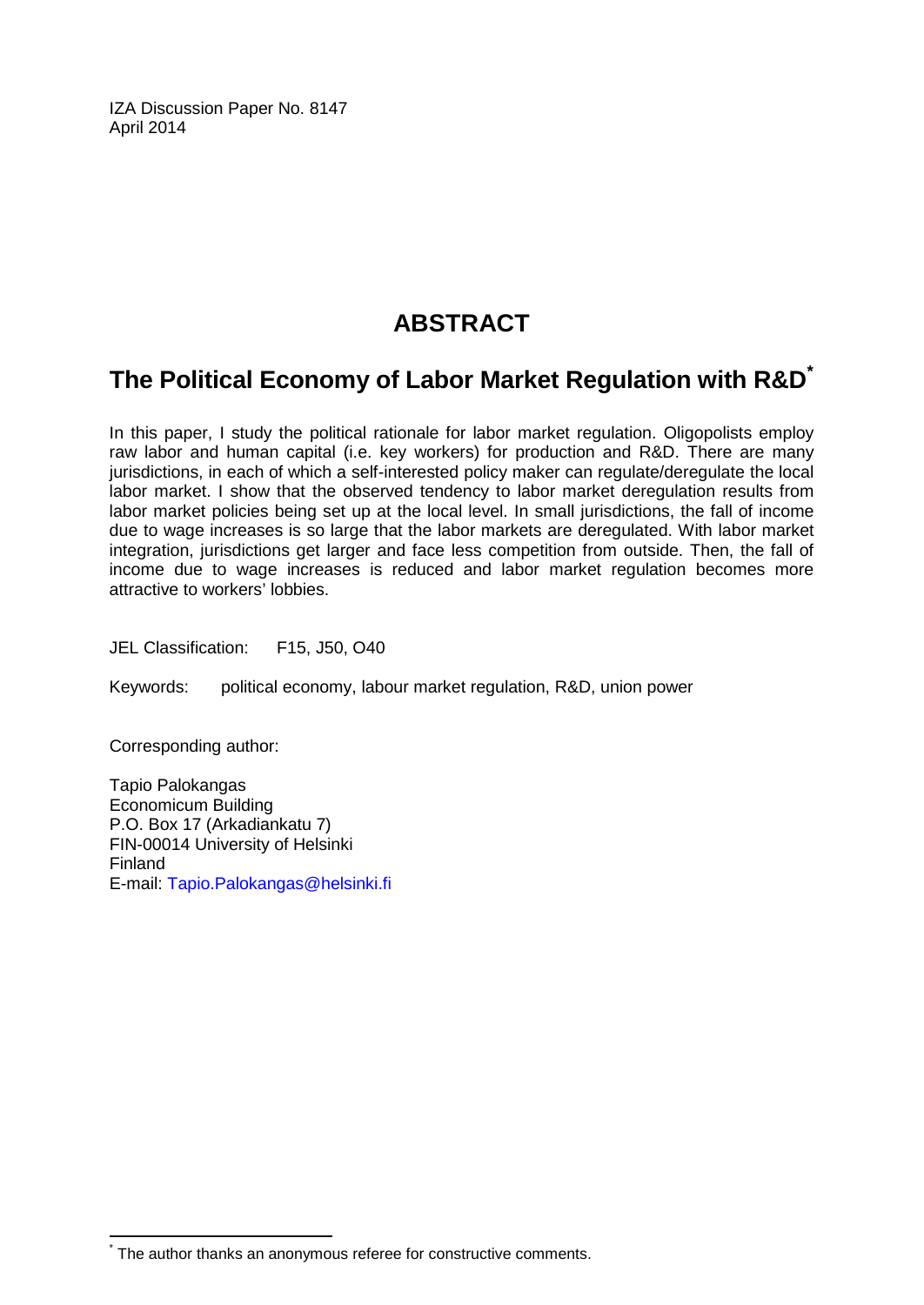IZA Discussion Paper No. 8147
April 2014

# ABSTRACT

## The Political Economy of Labor Market Regulation with R&D*

In this paper, I study the political rationale for labor market regulation. Oligopolists employ raw labor and human capital (i.e. key workers) for production and R&D. There are many jurisdictions, in each of which a self-interested policy maker can regulate/deregulate the local labor market. I show that the observed tendency to labor market deregulation results from labor market policies being set up at the local level. In small jurisdictions, the fall of income due to wage increases is so large that the labor markets are deregulated. With labor market integration, jurisdictions get larger and face less competition from outside. Then, the fall of income due to wage increases is reduced and labor market regulation becomes more attractive to workers' lobbies.

JEL Classification: F15, J50, O40

Keywords: political economy, labour market regulation, R&D, union power

Corresponding author:

Tapio Palokangas
Economicum Building
P.O. Box 17 (Arkadiankatu 7)
FIN-00014 University of Helsinki
Finland
E-mail: Tapio.Palokangas@helsinki.fi

---

* The author thanks an anonymous referee for constructive comments.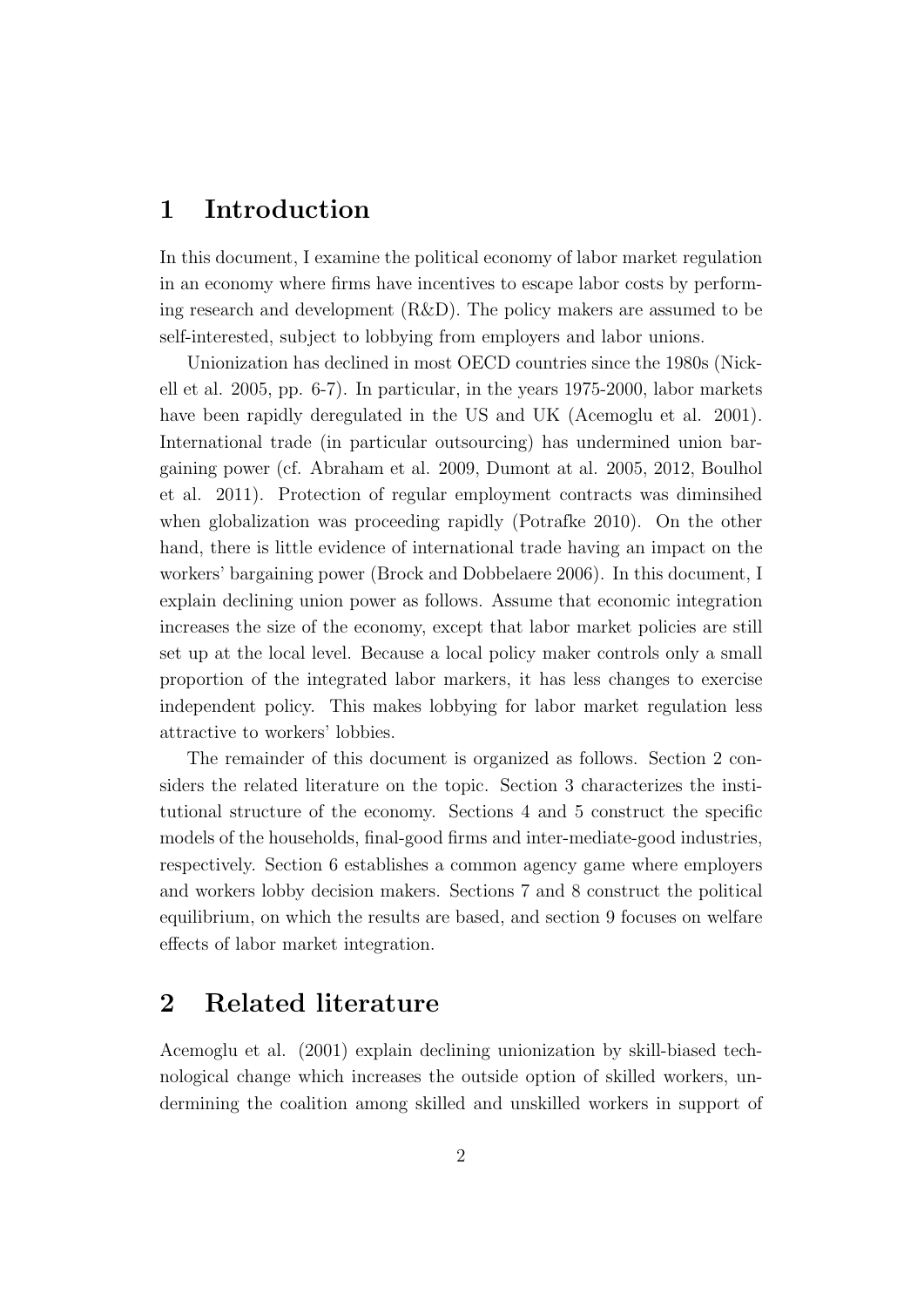# 1 Introduction

In this document, I examine the political economy of labor market regulation in an economy where firms have incentives to escape labor costs by performing research and development (R&D). The policy makers are assumed to be self-interested, subject to lobbying from employers and labor unions.

Unionization has declined in most OECD countries since the 1980s (Nickell et al. 2005, pp. 6-7). In particular, in the years 1975-2000, labor markets have been rapidly deregulated in the US and UK (Acemoglu et al. 2001). International trade (in particular outsourcing) has undermined union bargaining power (cf. Abraham et al. 2009, Dumont at al. 2005, 2012, Boulhol et al. 2011). Protection of regular employment contracts was diminsihed when globalization was proceeding rapidly (Potrafke 2010). On the other hand, there is little evidence of international trade having an impact on the workers' bargaining power (Brock and Dobbelaere 2006). In this document, I explain declining union power as follows. Assume that economic integration increases the size of the economy, except that labor market policies are still set up at the local level. Because a local policy maker controls only a small proportion of the integrated labor markers, it has less changes to exercise independent policy. This makes lobbying for labor market regulation less attractive to workers' lobbies.

The remainder of this document is organized as follows. Section 2 considers the related literature on the topic. Section 3 characterizes the institutional structure of the economy. Sections 4 and 5 construct the specific models of the households, final-good firms and inter-mediate-good industries, respectively. Section 6 establishes a common agency game where employers and workers lobby decision makers. Sections 7 and 8 construct the political equilibrium, on which the results are based, and section 9 focuses on welfare effects of labor market integration.

# 2 Related literature

Acemoglu et al. (2001) explain declining unionization by skill-biased technological change which increases the outside option of skilled workers, undermining the coalition among skilled and unskilled workers in support of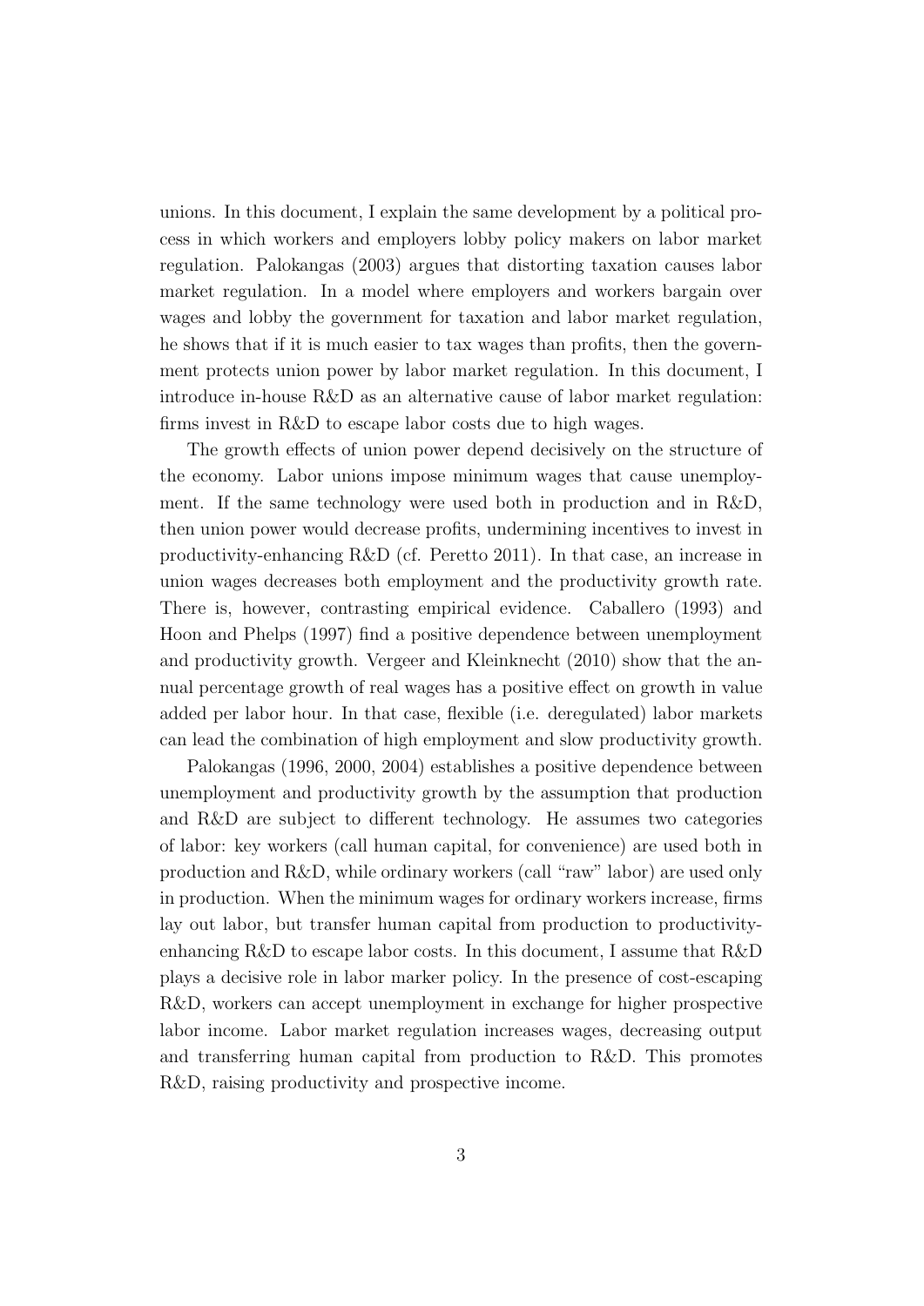unions. In this document, I explain the same development by a political process in which workers and employers lobby policy makers on labor market regulation. Palokangas (2003) argues that distorting taxation causes labor market regulation. In a model where employers and workers bargain over wages and lobby the government for taxation and labor market regulation, he shows that if it is much easier to tax wages than profits, then the government protects union power by labor market regulation. In this document, I introduce in-house R&D as an alternative cause of labor market regulation: firms invest in R&D to escape labor costs due to high wages.

The growth effects of union power depend decisively on the structure of the economy. Labor unions impose minimum wages that cause unemployment. If the same technology were used both in production and in R&D, then union power would decrease profits, undermining incentives to invest in productivity-enhancing R&D (cf. Peretto 2011). In that case, an increase in union wages decreases both employment and the productivity growth rate. There is, however, contrasting empirical evidence. Caballero (1993) and Hoon and Phelps (1997) find a positive dependence between unemployment and productivity growth. Vergeer and Kleinknecht (2010) show that the annual percentage growth of real wages has a positive effect on growth in value added per labor hour. In that case, flexible (i.e. deregulated) labor markets can lead the combination of high employment and slow productivity growth.

Palokangas (1996, 2000, 2004) establishes a positive dependence between unemployment and productivity growth by the assumption that production and R&D are subject to different technology. He assumes two categories of labor: key workers (call human capital, for convenience) are used both in production and R&D, while ordinary workers (call "raw" labor) are used only in production. When the minimum wages for ordinary workers increase, firms lay out labor, but transfer human capital from production to productivity-enhancing R&D to escape labor costs. In this document, I assume that R&D plays a decisive role in labor marker policy. In the presence of cost-escaping R&D, workers can accept unemployment in exchange for higher prospective labor income. Labor market regulation increases wages, decreasing output and transferring human capital from production to R&D. This promotes R&D, raising productivity and prospective income.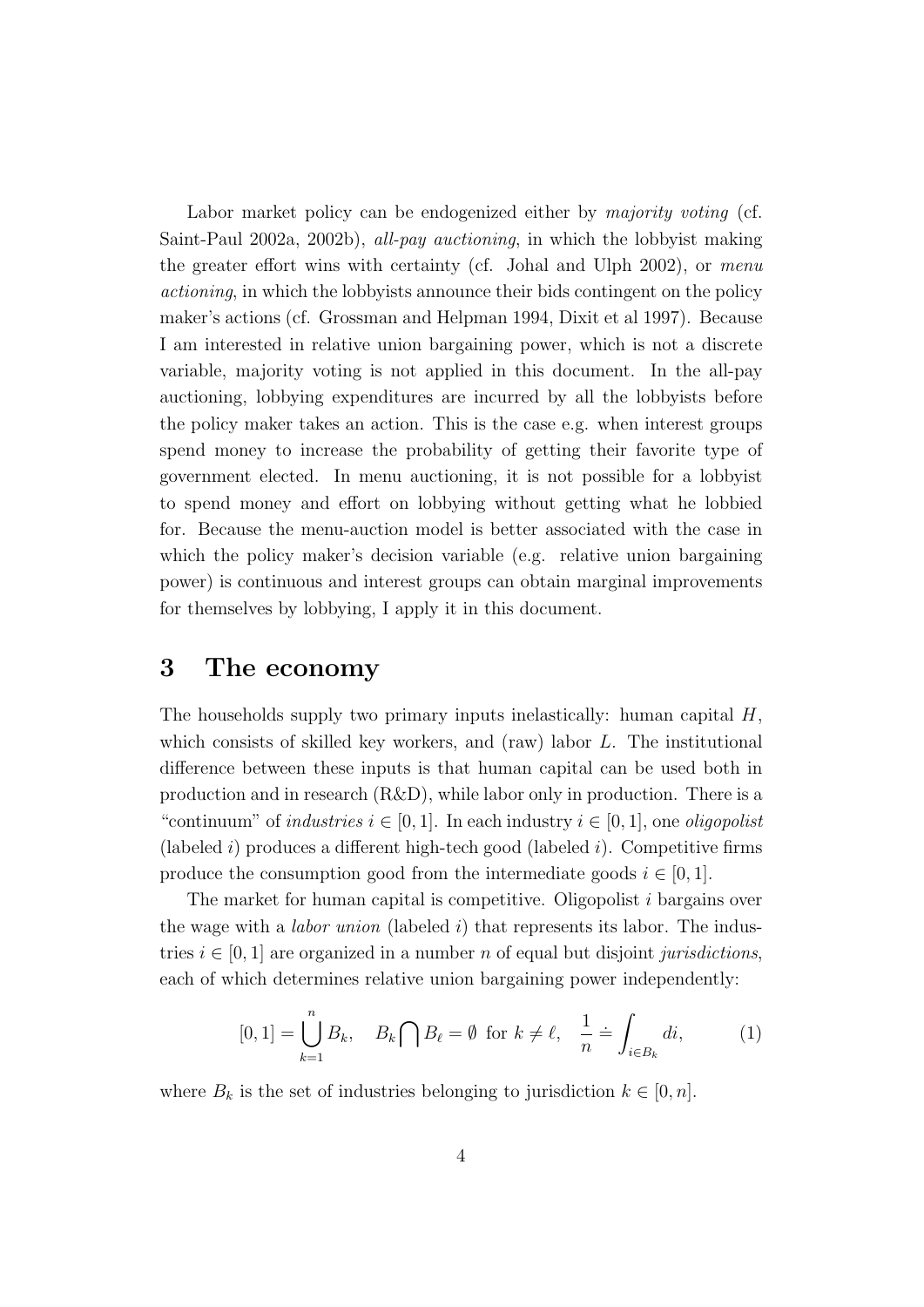Labor market policy can be endogenized either by *majority voting* (cf. Saint-Paul 2002a, 2002b), *all-pay auctioning*, in which the lobbyist making the greater effort wins with certainty (cf. Johal and Ulph 2002), or *menu actioning*, in which the lobbyists announce their bids contingent on the policy maker's actions (cf. Grossman and Helpman 1994, Dixit et al 1997). Because I am interested in relative union bargaining power, which is not a discrete variable, majority voting is not applied in this document. In the all-pay auctioning, lobbying expenditures are incurred by all the lobbyists before the policy maker takes an action. This is the case e.g. when interest groups spend money to increase the probability of getting their favorite type of government elected. In menu auctioning, it is not possible for a lobbyist to spend money and effort on lobbying without getting what he lobbied for. Because the menu-auction model is better associated with the case in which the policy maker's decision variable (e.g. relative union bargaining power) is continuous and interest groups can obtain marginal improvements for themselves by lobbying, I apply it in this document.

# 3 The economy

The households supply two primary inputs inelastically: human capital $H$, which consists of skilled key workers, and (raw) labor $L$. The institutional difference between these inputs is that human capital can be used both in production and in research (R&D), while labor only in production. There is a "continuum" of *industries* $i \in [0, 1]$. In each industry $i \in [0, 1]$, one *oligopolist* (labeled $i$) produces a different high-tech good (labeled $i$). Competitive firms produce the consumption good from the intermediate goods $i \in [0, 1]$.

The market for human capital is competitive. Oligopolist $i$ bargains over the wage with a *labor union* (labeled $i$) that represents its labor. The industries $i \in [0, 1]$ are organized in a number $n$ of equal but disjoint *jurisdictions*, each of which determines relative union bargaining power independently:

$$[0, 1] = \bigcup_{k=1}^{n} B_k, \quad B_k \bigcap B_\ell = \emptyset \text{ for } k \neq \ell, \quad \frac{1}{n} \doteq \int_{i \in B_k} di, \tag{1}$$

where $B_k$ is the set of industries belonging to jurisdiction $k \in [0, n]$.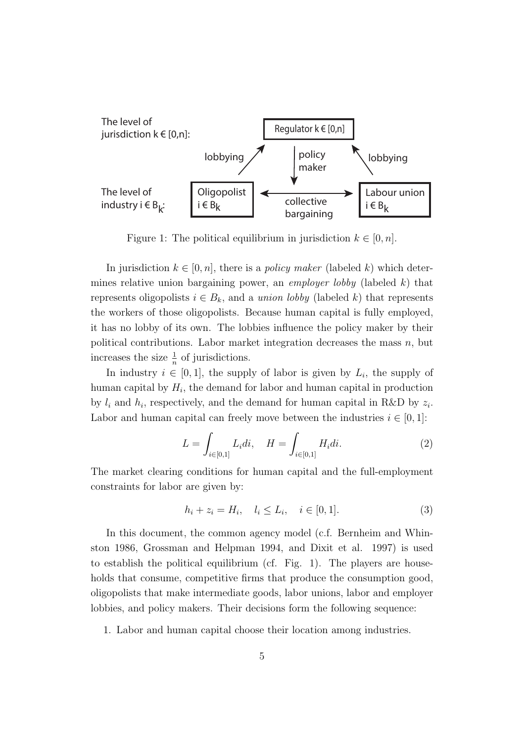Figure 1: The political equilibrium in jurisdiction $k \in [0, n]$.

In jurisdiction $k \in [0, n]$, there is a *policy maker* (labeled $k$) which determines relative union bargaining power, an *employer lobby* (labeled $k$) that represents oligopolists $i \in B_k$, and a *union lobby* (labeled $k$) that represents the workers of those oligopolists. Because human capital is fully employed, it has no lobby of its own. The lobbies influence the policy maker by their political contributions. Labor market integration decreases the mass $n$, but increases the size $\frac{1}{n}$ of jurisdictions.

In industry $i \in [0, 1]$, the supply of labor is given by $L_i$, the supply of human capital by $H_i$, the demand for labor and human capital in production by $l_i$ and $h_i$, respectively, and the demand for human capital in R&D by $z_i$. Labor and human capital can freely move between the industries $i \in [0, 1]$:

$$L = \int_{i \in [0,1]} L_i di, \quad H = \int_{i \in [0,1]} H_i di. \tag{2}$$

The market clearing conditions for human capital and the full-employment constraints for labor are given by:

$$h_i + z_i = H_i, \quad l_i \leq L_i, \quad i \in [0, 1]. \tag{3}$$

In this document, the common agency model (c.f. Bernheim and Whinston 1986, Grossman and Helpman 1994, and Dixit et al. 1997) is used to establish the political equilibrium (cf. Fig. 1). The players are households that consume, competitive firms that produce the consumption good, oligopolists that make intermediate goods, labor unions, labor and employer lobbies, and policy makers. Their decisions form the following sequence:

1. Labor and human capital choose their location among industries.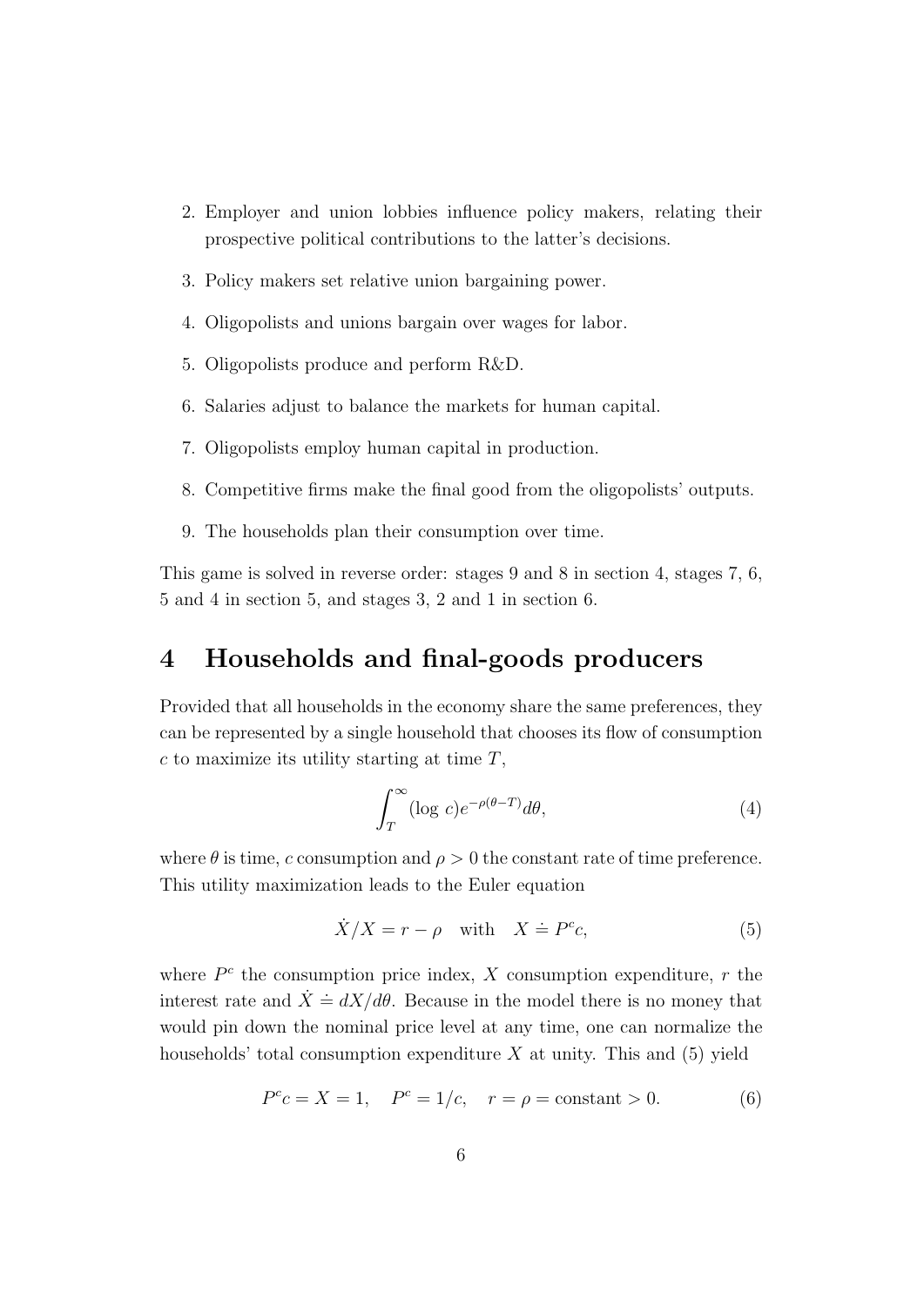2. Employer and union lobbies influence policy makers, relating their prospective political contributions to the latter's decisions.

3. Policy makers set relative union bargaining power.

4. Oligopolists and unions bargain over wages for labor.

5. Oligopolists produce and perform R&D.

6. Salaries adjust to balance the markets for human capital.

7. Oligopolists employ human capital in production.

8. Competitive firms make the final good from the oligopolists' outputs.

9. The households plan their consumption over time.

This game is solved in reverse order: stages 9 and 8 in section 4, stages 7, 6, 5 and 4 in section 5, and stages 3, 2 and 1 in section 6.

# 4 Households and final-goods producers

Provided that all households in the economy share the same preferences, they can be represented by a single household that chooses its flow of consumption $c$ to maximize its utility starting at time $T$,

$$\int_T^\infty (\log\, c) e^{-\rho(\theta - T)} d\theta, \tag{4}$$

where $\theta$ is time, $c$ consumption and $\rho > 0$ the constant rate of time preference. This utility maximization leads to the Euler equation

$$\dot{X}/X = r - \rho \quad \text{with} \quad X \doteq P^c c, \tag{5}$$

where $P^c$ the consumption price index, $X$ consumption expenditure, $r$ the interest rate and $\dot{X} \doteq dX/d\theta$. Because in the model there is no money that would pin down the nominal price level at any time, one can normalize the households' total consumption expenditure $X$ at unity. This and (5) yield

$$P^c c = X = 1, \quad P^c = 1/c, \quad r = \rho = \text{constant} > 0. \tag{6}$$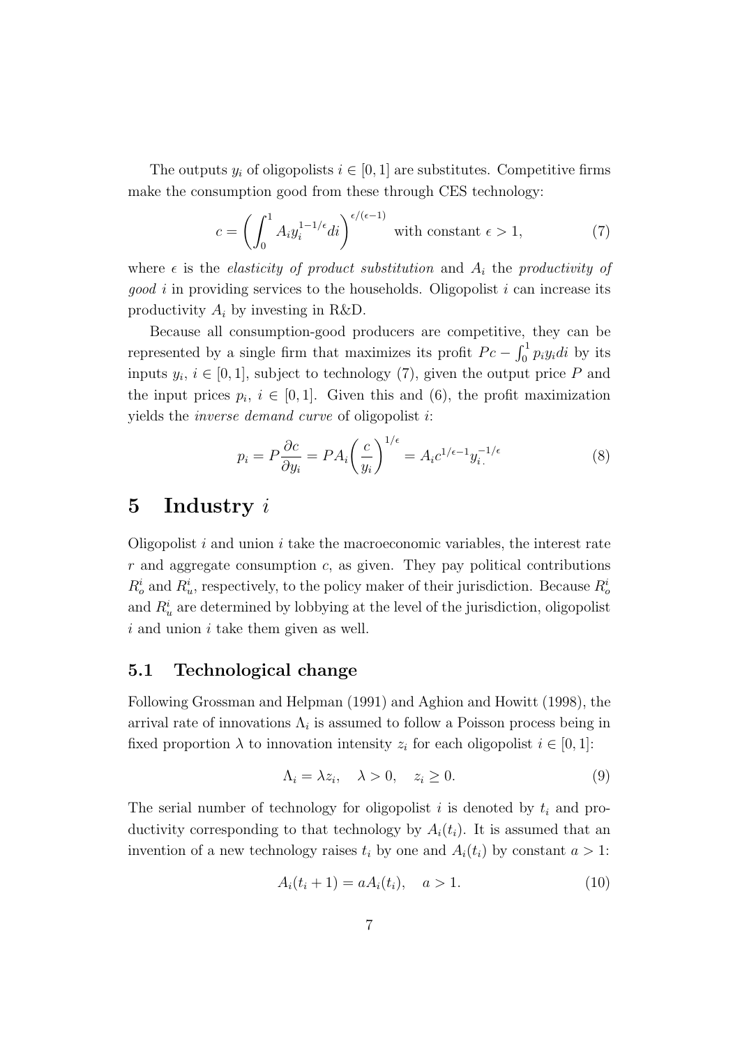The outputs $y_i$ of oligopolists $i \in [0,1]$ are substitutes. Competitive firms make the consumption good from these through CES technology:

$$c = \left( \int_0^1 A_i y_i^{1-1/\epsilon} di \right)^{\epsilon/(\epsilon-1)} \text{ with constant } \epsilon > 1, \tag{7}$$

where $\epsilon$ is the *elasticity of product substitution* and $A_i$ the *productivity of good* $i$ in providing services to the households. Oligopolist $i$ can increase its productivity $A_i$ by investing in R&D.

Because all consumption-good producers are competitive, they can be represented by a single firm that maximizes its profit $Pc - \int_0^1 p_i y_i di$ by its inputs $y_i$, $i \in [0,1]$, subject to technology (7), given the output price $P$ and the input prices $p_i$, $i \in [0,1]$. Given this and (6), the profit maximization yields the *inverse demand curve* of oligopolist $i$:

$$p_i = P \frac{\partial c}{\partial y_i} = P A_i \left( \frac{c}{y_i} \right)^{1/\epsilon} = A_i c^{1/\epsilon - 1} y_i^{-1/\epsilon}. \tag{8}$$

# 5 Industry $i$

Oligopolist $i$ and union $i$ take the macroeconomic variables, the interest rate $r$ and aggregate consumption $c$, as given. They pay political contributions $R_o^i$ and $R_u^i$, respectively, to the policy maker of their jurisdiction. Because $R_o^i$ and $R_u^i$ are determined by lobbying at the level of the jurisdiction, oligopolist $i$ and union $i$ take them given as well.

## 5.1 Technological change

Following Grossman and Helpman (1991) and Aghion and Howitt (1998), the arrival rate of innovations $\Lambda_i$ is assumed to follow a Poisson process being in fixed proportion $\lambda$ to innovation intensity $z_i$ for each oligopolist $i \in [0,1]$:

$$\Lambda_i = \lambda z_i, \quad \lambda > 0, \quad z_i \geq 0. \tag{9}$$

The serial number of technology for oligopolist $i$ is denoted by $t_i$ and productivity corresponding to that technology by $A_i(t_i)$. It is assumed that an invention of a new technology raises $t_i$ by one and $A_i(t_i)$ by constant $a > 1$:

$$A_i(t_i + 1) = a A_i(t_i), \quad a > 1. \tag{10}$$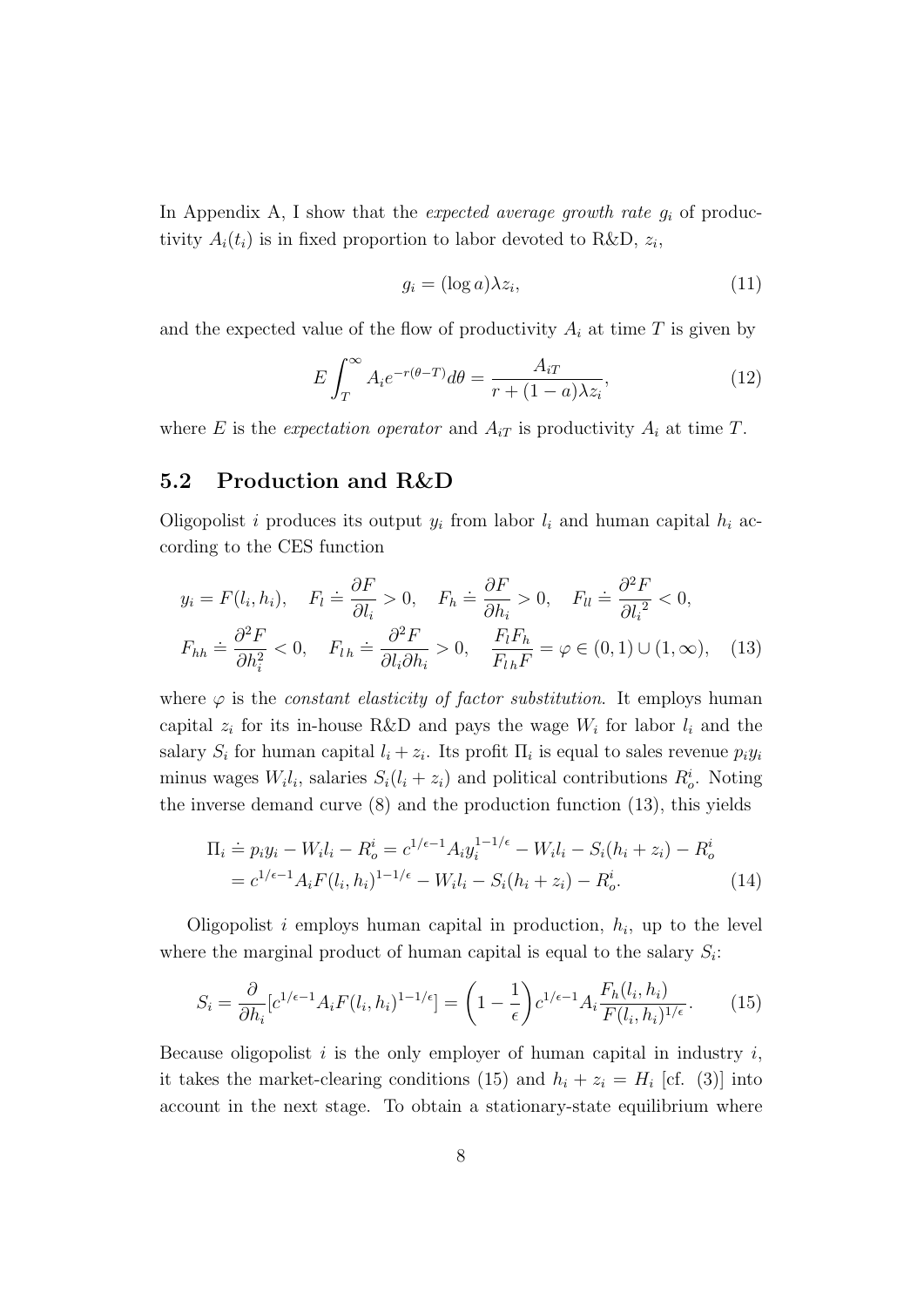In Appendix A, I show that the *expected average growth rate* $g_i$ of productivity $A_i(t_i)$ is in fixed proportion to labor devoted to R&D, $z_i$,

$$g_i = (\log a)\lambda z_i, \tag{11}$$

and the expected value of the flow of productivity $A_i$ at time $T$ is given by

$$E\int_T^\infty A_i e^{-r(\theta-T)}d\theta = \frac{A_{iT}}{r+(1-a)\lambda z_i}, \tag{12}$$

where $E$ is the *expectation operator* and $A_{iT}$ is productivity $A_i$ at time $T$.

## 5.2 Production and R&D

Oligopolist $i$ produces its output $y_i$ from labor $l_i$ and human capital $h_i$ according to the CES function

$$y_i = F(l_i, h_i), \quad F_l \doteq \frac{\partial F}{\partial l_i} > 0, \quad F_h \doteq \frac{\partial F}{\partial h_i} > 0, \quad F_{ll} \doteq \frac{\partial^2 F}{\partial {l_i}^2} < 0,$$
$$F_{hh} \doteq \frac{\partial^2 F}{\partial h_i^2} < 0, \quad F_{lh} \doteq \frac{\partial^2 F}{\partial l_i \partial h_i} > 0, \quad \frac{F_l F_h}{F_{lh} F} = \varphi \in (0,1) \cup (1,\infty), \tag{13}$$

where $\varphi$ is the *constant elasticity of factor substitution*. It employs human capital $z_i$ for its in-house R&D and pays the wage $W_i$ for labor $l_i$ and the salary $S_i$ for human capital $l_i + z_i$. Its profit $\Pi_i$ is equal to sales revenue $p_i y_i$ minus wages $W_i l_i$, salaries $S_i(l_i + z_i)$ and political contributions $R_o^i$. Noting the inverse demand curve (8) and the production function (13), this yields

$$\begin{aligned}\Pi_i &\doteq p_i y_i - W_i l_i - R_o^i = c^{1/\epsilon - 1} A_i y_i^{1-1/\epsilon} - W_i l_i - S_i(h_i + z_i) - R_o^i \\ &= c^{1/\epsilon - 1} A_i F(l_i, h_i)^{1-1/\epsilon} - W_i l_i - S_i(h_i + z_i) - R_o^i. \end{aligned} \tag{14}$$

Oligopolist $i$ employs human capital in production, $h_i$, up to the level where the marginal product of human capital is equal to the salary $S_i$:

$$S_i = \frac{\partial}{\partial h_i}[c^{1/\epsilon - 1} A_i F(l_i, h_i)^{1-1/\epsilon}] = \left(1 - \frac{1}{\epsilon}\right) c^{1/\epsilon - 1} A_i \frac{F_h(l_i, h_i)}{F(l_i, h_i)^{1/\epsilon}}. \tag{15}$$

Because oligopolist $i$ is the only employer of human capital in industry $i$, it takes the market-clearing conditions (15) and $h_i + z_i = H_i$ [cf. (3)] into account in the next stage. To obtain a stationary-state equilibrium where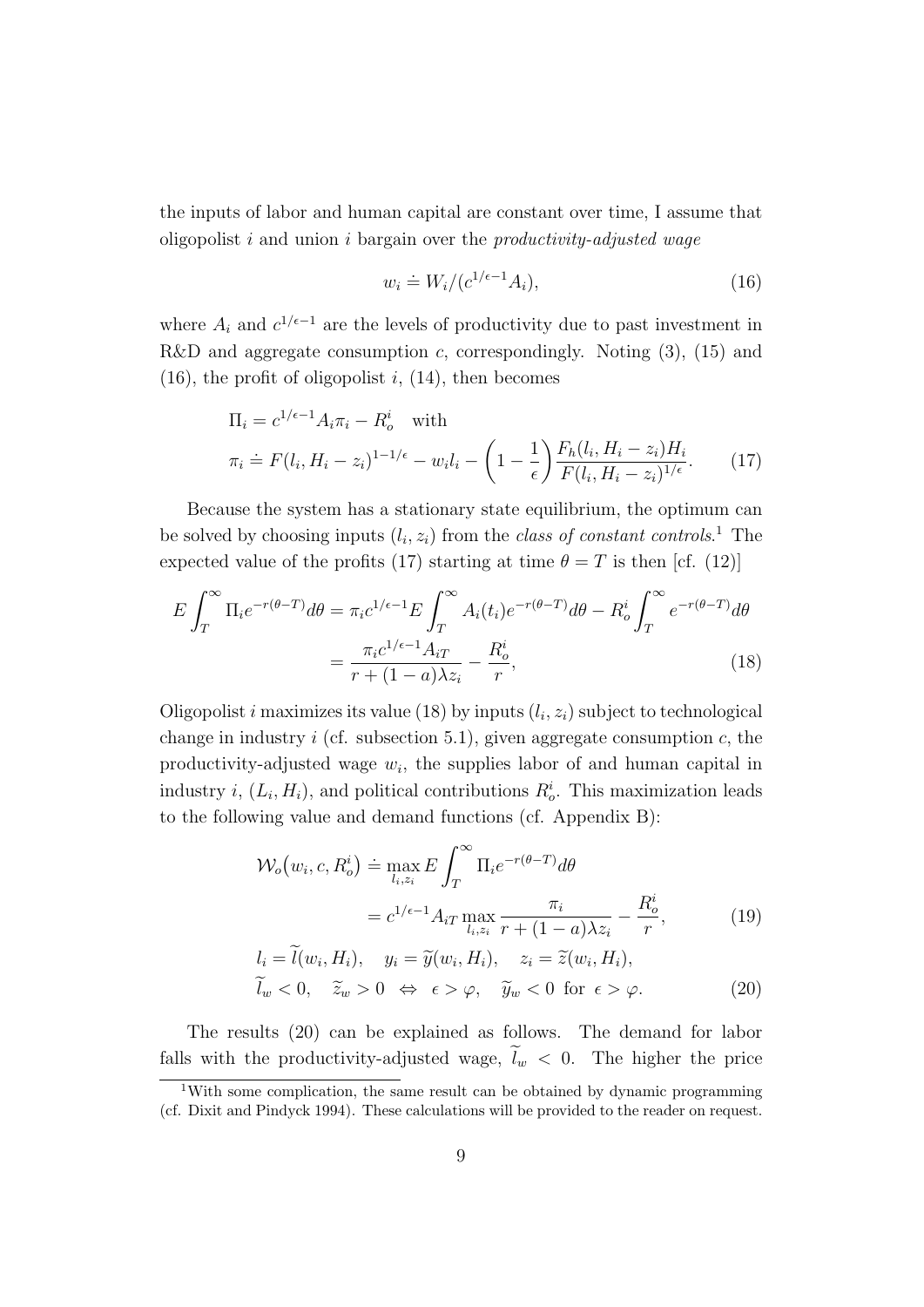the inputs of labor and human capital are constant over time, I assume that oligopolist $i$ and union $i$ bargain over the *productivity-adjusted wage*

$$w_i \doteq W_i/(c^{1/\epsilon-1}A_i), \tag{16}$$

where $A_i$ and $c^{1/\epsilon-1}$ are the levels of productivity due to past investment in R&D and aggregate consumption $c$, correspondingly. Noting (3), (15) and (16), the profit of oligopolist $i$, (14), then becomes

$$\begin{aligned}
&\Pi_i = c^{1/\epsilon-1}A_i\pi_i - R_o^i \quad \text{with} \\
&\pi_i \doteq F(l_i, H_i - z_i)^{1-1/\epsilon} - w_i l_i - \left(1 - \frac{1}{\epsilon}\right)\frac{F_h(l_i, H_i - z_i)H_i}{F(l_i, H_i - z_i)^{1/\epsilon}}.
\end{aligned} \tag{17}$$

Because the system has a stationary state equilibrium, the optimum can be solved by choosing inputs $(l_i, z_i)$ from the *class of constant controls*.[1] The expected value of the profits (17) starting at time $\theta = T$ is then [cf. (12)]

$$\begin{aligned}
E\int_T^\infty \Pi_i e^{-r(\theta-T)}d\theta &= \pi_i c^{1/\epsilon-1} E\int_T^\infty A_i(t_i)e^{-r(\theta-T)}d\theta - R_o^i \int_T^\infty e^{-r(\theta-T)}d\theta \\
&= \frac{\pi_i c^{1/\epsilon-1}A_{iT}}{r + (1-a)\lambda z_i} - \frac{R_o^i}{r},
\end{aligned} \tag{18}$$

Oligopolist $i$ maximizes its value (18) by inputs $(l_i, z_i)$ subject to technological change in industry $i$ (cf. subsection 5.1), given aggregate consumption $c$, the productivity-adjusted wage $w_i$, the supplies labor of and human capital in industry $i$, $(L_i, H_i)$, and political contributions $R_o^i$. This maximization leads to the following value and demand functions (cf. Appendix B):

$$\begin{aligned}
\mathcal{W}_o\big(w_i, c, R_o^i\big) &\doteq \max_{l_i, z_i} E\int_T^\infty \Pi_i e^{-r(\theta-T)}d\theta \\
&= c^{1/\epsilon-1}A_{iT} \max_{l_i, z_i} \frac{\pi_i}{r + (1-a)\lambda z_i} - \frac{R_o^i}{r},
\end{aligned} \tag{19}$$

$$\begin{aligned}
&l_i = \widetilde{l}(w_i, H_i), \quad y_i = \widetilde{y}(w_i, H_i), \quad z_i = \widetilde{z}(w_i, H_i), \\
&\widetilde{l}_w < 0, \quad \widetilde{z}_w > 0 \;\Leftrightarrow\; \epsilon > \varphi, \quad \widetilde{y}_w < 0 \text{ for } \epsilon > \varphi.
\end{aligned} \tag{20}$$

The results (20) can be explained as follows. The demand for labor falls with the productivity-adjusted wage, $\widetilde{l}_w < 0$. The higher the price

[1] With some complication, the same result can be obtained by dynamic programming (cf. Dixit and Pindyck 1994). These calculations will be provided to the reader on request.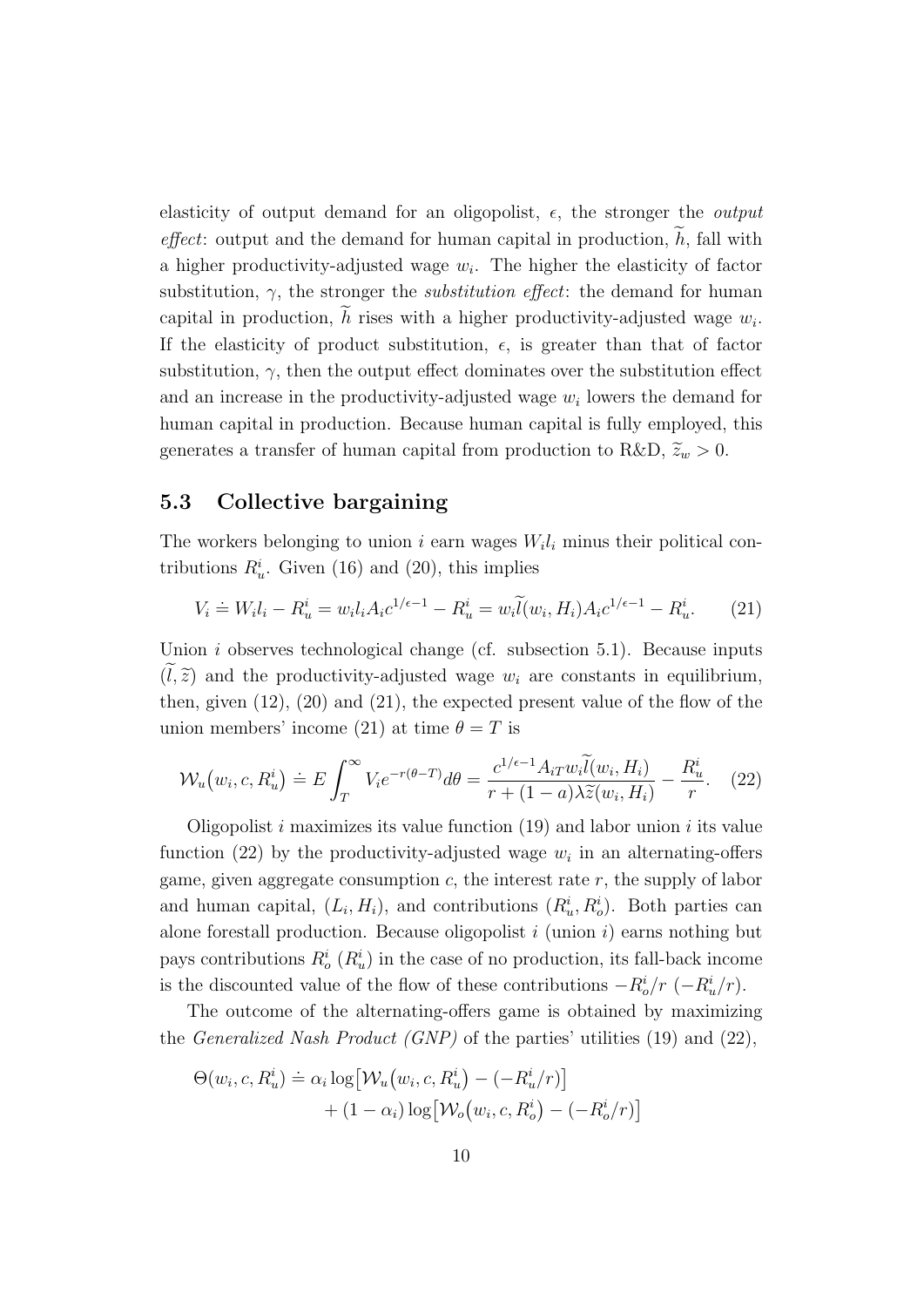elasticity of output demand for an oligopolist, $\epsilon$, the stronger the *output effect*: output and the demand for human capital in production, $\widetilde{h}$, fall with a higher productivity-adjusted wage $w_i$. The higher the elasticity of factor substitution, $\gamma$, the stronger the *substitution effect*: the demand for human capital in production, $\widetilde{h}$ rises with a higher productivity-adjusted wage $w_i$. If the elasticity of product substitution, $\epsilon$, is greater than that of factor substitution, $\gamma$, then the output effect dominates over the substitution effect and an increase in the productivity-adjusted wage $w_i$ lowers the demand for human capital in production. Because human capital is fully employed, this generates a transfer of human capital from production to R&D, $\widetilde{z}_w > 0$.

## 5.3 Collective bargaining

The workers belonging to union $i$ earn wages $W_i l_i$ minus their political contributions $R_u^i$. Given (16) and (20), this implies

$$V_i \doteq W_i l_i - R_u^i = w_i l_i A_i c^{1/\epsilon - 1} - R_u^i = w_i \widetilde{l}(w_i, H_i) A_i c^{1/\epsilon - 1} - R_u^i. \qquad (21)$$

Union $i$ observes technological change (cf. subsection 5.1). Because inputs $(\widetilde{l}, \widetilde{z})$ and the productivity-adjusted wage $w_i$ are constants in equilibrium, then, given (12), (20) and (21), the expected present value of the flow of the union members' income (21) at time $\theta = T$ is

$$\mathcal{W}_u\big(w_i, c, R_u^i\big) \doteq E \int_T^{\infty} V_i e^{-r(\theta - T)} d\theta = \frac{c^{1/\epsilon - 1} A_{iT} w_i \widetilde{l}(w_i, H_i)}{r + (1-a)\lambda \widetilde{z}(w_i, H_i)} - \frac{R_u^i}{r}. \qquad (22)$$

Oligopolist $i$ maximizes its value function (19) and labor union $i$ its value function (22) by the productivity-adjusted wage $w_i$ in an alternating-offers game, given aggregate consumption $c$, the interest rate $r$, the supply of labor and human capital, $(L_i, H_i)$, and contributions $(R_u^i, R_o^i)$. Both parties can alone forestall production. Because oligopolist $i$ (union $i$) earns nothing but pays contributions $R_o^i$ ($R_u^i$) in the case of no production, its fall-back income is the discounted value of the flow of these contributions $-R_o^i/r$ ($-R_u^i/r$).

The outcome of the alternating-offers game is obtained by maximizing the *Generalized Nash Product (GNP)* of the parties' utilities (19) and (22),

$$\begin{aligned}\Theta(w_i, c, R_u^i) \doteq\ & \alpha_i \log\big[\mathcal{W}_u\big(w_i, c, R_u^i\big) - (-R_u^i/r)\big] \\ & + (1-\alpha_i)\log\big[\mathcal{W}_o\big(w_i, c, R_o^i\big) - (-R_o^i/r)\big]\end{aligned}$$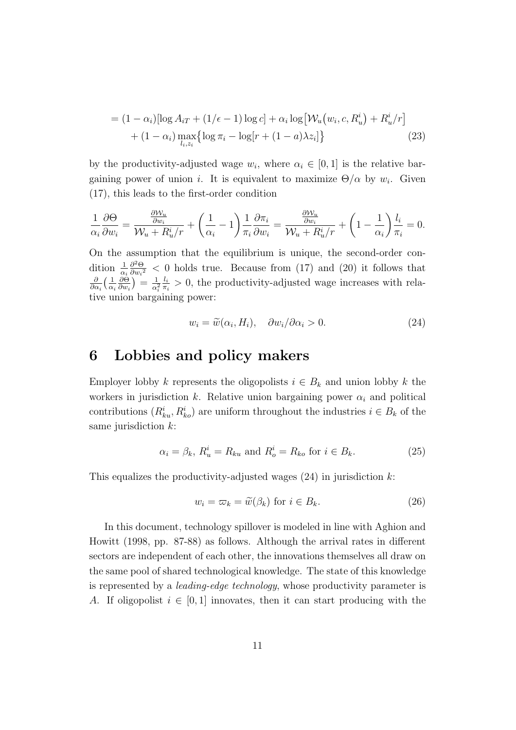$$
\begin{aligned}
&= (1-\alpha_i)[\log A_{iT} + (1/\epsilon - 1)\log c] + \alpha_i \log\big[\mathcal{W}_u\big(w_i, c, R_u^i\big) + R_u^i/r\big] \\
&\quad + (1-\alpha_i)\max_{l_i, z_i}\big\{\log \pi_i - \log[r + (1-a)\lambda z_i]\big\}
\end{aligned} \tag{23}
$$

by the productivity-adjusted wage $w_i$, where $\alpha_i \in [0,1]$ is the relative bargaining power of union $i$. It is equivalent to maximize $\Theta/\alpha$ by $w_i$. Given (17), this leads to the first-order condition

$$
\frac{1}{\alpha_i}\frac{\partial \Theta}{\partial w_i} = \frac{\frac{\partial \mathcal{W}_u}{\partial w_i}}{\mathcal{W}_u + R_u^i/r} + \left(\frac{1}{\alpha_i} - 1\right)\frac{1}{\pi_i}\frac{\partial \pi_i}{\partial w_i} = \frac{\frac{\partial \mathcal{W}_u}{\partial w_i}}{\mathcal{W}_u + R_u^i/r} + \left(1 - \frac{1}{\alpha_i}\right)\frac{l_i}{\pi_i} = 0.
$$

On the assumption that the equilibrium is unique, the second-order condition $\frac{1}{\alpha_i}\frac{\partial^2 \Theta}{\partial {w_i}^2} < 0$ holds true. Because from (17) and (20) it follows that $\frac{\partial}{\partial \alpha_i}\big(\frac{1}{\alpha_i}\frac{\partial \Theta}{\partial w_i}\big) = \frac{1}{\alpha_i^2}\frac{l_i}{\pi_i} > 0$, the productivity-adjusted wage increases with relative union bargaining power:

$$
w_i = \widetilde{w}(\alpha_i, H_i), \quad \partial w_i/\partial \alpha_i > 0. \tag{24}
$$

# 6 Lobbies and policy makers

Employer lobby $k$ represents the oligopolists $i \in B_k$ and union lobby $k$ the workers in jurisdiction $k$. Relative union bargaining power $\alpha_i$ and political contributions $(R_{ku}^i, R_{ko}^i)$ are uniform throughout the industries $i \in B_k$ of the same jurisdiction $k$:

$$
\alpha_i = \beta_k,\ R_u^i = R_{ku} \text{ and } R_o^i = R_{ko} \text{ for } i \in B_k. \tag{25}
$$

This equalizes the productivity-adjusted wages (24) in jurisdiction $k$:

$$
w_i = \varpi_k = \widetilde{w}(\beta_k) \text{ for } i \in B_k. \tag{26}
$$

In this document, technology spillover is modeled in line with Aghion and Howitt (1998, pp. 87-88) as follows. Although the arrival rates in different sectors are independent of each other, the innovations themselves all draw on the same pool of shared technological knowledge. The state of this knowledge is represented by a *leading-edge technology*, whose productivity parameter is $A$. If oligopolist $i \in [0,1]$ innovates, then it can start producing with the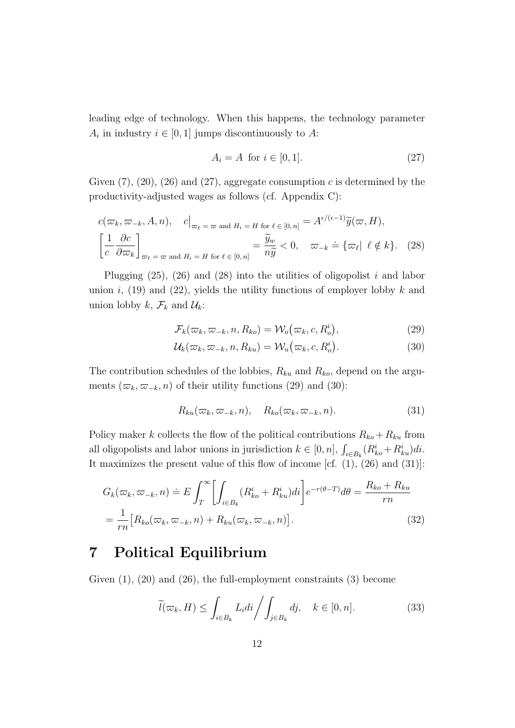leading edge of technology. When this happens, the technology parameter $A_i$ in industry $i \in [0, 1]$ jumps discontinuously to $A$:

$$A_i = A \text{ for } i \in [0, 1]. \tag{27}$$

Given (7), (20), (26) and (27), aggregate consumption $c$ is determined by the productivity-adjusted wages as follows (cf. Appendix C):

$$\begin{aligned} &c(\varpi_k, \varpi_{-k}, A, n), \quad c\big|_{\varpi_\ell = \varpi \text{ and } H_i = H \text{ for } \ell \in [0,n]} = A^{\epsilon/(\epsilon-1)} \widetilde{y}(\varpi, H), \\ &\left[\frac{1}{c}\frac{\partial c}{\partial \varpi_k}\right]_{\varpi_\ell = \varpi \text{ and } H_i = H \text{ for } \ell \in [0,n]} = \frac{\widetilde{y}_w}{n\widetilde{y}} < 0, \quad \varpi_{-k} \doteq \{\varpi_\ell | \ \ell \notin k\}. \end{aligned} \tag{28}$$

Plugging (25), (26) and (28) into the utilities of oligopolist $i$ and labor union $i$, (19) and (22), yields the utility functions of employer lobby $k$ and union lobby $k$, $\mathcal{F}_k$ and $\mathcal{U}_k$:

$$\mathcal{F}_k(\varpi_k, \varpi_{-k}, n, R_{ko}) = \mathcal{W}_o\big(\varpi_k, c, R_o^i\big), \tag{29}$$

$$\mathcal{U}_k(\varpi_k, \varpi_{-k}, n, R_{ku}) = \mathcal{W}_u\big(\varpi_k, c, R_o^i\big). \tag{30}$$

The contribution schedules of the lobbies, $R_{ku}$ and $R_{ko}$, depend on the arguments $(\varpi_k, \varpi_{-k}, n)$ of their utility functions (29) and (30):

$$R_{ku}(\varpi_k, \varpi_{-k}, n), \quad R_{ko}(\varpi_k, \varpi_{-k}, n). \tag{31}$$

Policy maker $k$ collects the flow of the political contributions $R_{ko} + R_{ku}$ from all oligopolists and labor unions in jurisdiction $k \in [0, n]$, $\int_{i \in B_k}(R_{ko}^i + R_{ku}^i)di$. It maximizes the present value of this flow of income [cf. (1), (26) and (31)]:

$$\begin{aligned} G_k(\varpi_k, \varpi_{-k}, n) &\doteq E\int_T^\infty \left[\int_{i\in B_k}(R_{ko}^i + R_{ku}^i)di\right] e^{-r(\theta - T)}d\theta = \frac{R_{ko} + R_{ku}}{rn} \\ &= \frac{1}{rn}\big[R_{ko}(\varpi_k, \varpi_{-k}, n) + R_{ku}(\varpi_k, \varpi_{-k}, n)\big]. \end{aligned} \tag{32}$$

# 7 Political Equilibrium

Given (1), (20) and (26), the full-employment constraints (3) become

$$\widetilde{l}(\varpi_k, H) \le \int_{i\in B_k} L_i di \bigg/ \int_{j\in B_k} dj, \quad k \in [0, n]. \tag{33}$$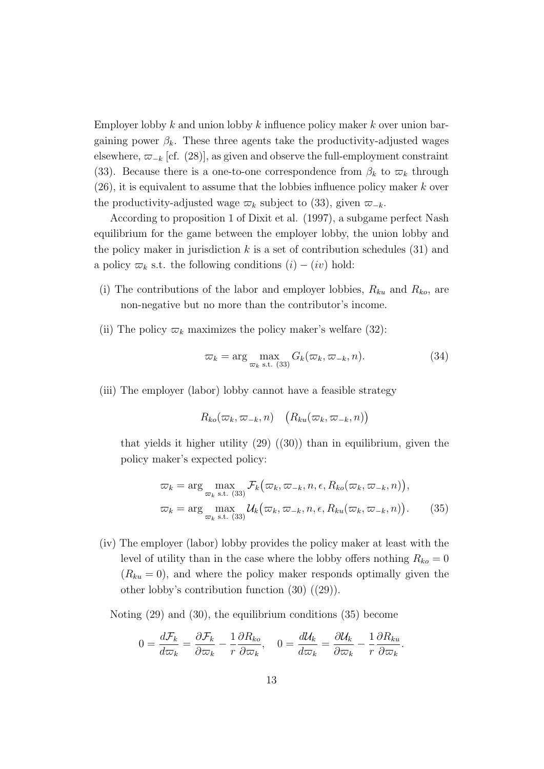Employer lobby $k$ and union lobby $k$ influence policy maker $k$ over union bargaining power $\beta_k$. These three agents take the productivity-adjusted wages elsewhere, $\varpi_{-k}$ [cf. (28)], as given and observe the full-employment constraint (33). Because there is a one-to-one correspondence from $\beta_k$ to $\varpi_k$ through (26), it is equivalent to assume that the lobbies influence policy maker $k$ over the productivity-adjusted wage $\varpi_k$ subject to (33), given $\varpi_{-k}$.

According to proposition 1 of Dixit et al. (1997), a subgame perfect Nash equilibrium for the game between the employer lobby, the union lobby and the policy maker in jurisdiction $k$ is a set of contribution schedules (31) and a policy $\varpi_k$ s.t. the following conditions $(i)-(iv)$ hold:

(i) The contributions of the labor and employer lobbies, $R_{ku}$ and $R_{ko}$, are non-negative but no more than the contributor's income.

(ii) The policy $\varpi_k$ maximizes the policy maker's welfare (32):

$$\varpi_k = \arg \max_{\varpi_k \text{ s.t. } (33)} G_k(\varpi_k, \varpi_{-k}, n). \tag{34}$$

(iii) The employer (labor) lobby cannot have a feasible strategy

$$R_{ko}(\varpi_k, \varpi_{-k}, n) \quad \big(R_{ku}(\varpi_k, \varpi_{-k}, n)\big)$$

that yields it higher utility (29) ((30)) than in equilibrium, given the policy maker's expected policy:

$$\begin{aligned} \varpi_k &= \arg \max_{\varpi_k \text{ s.t. } (33)} \mathcal{F}_k\big(\varpi_k, \varpi_{-k}, n, \epsilon, R_{ko}(\varpi_k, \varpi_{-k}, n)\big), \\ \varpi_k &= \arg \max_{\varpi_k \text{ s.t. } (33)} \mathcal{U}_k\big(\varpi_k, \varpi_{-k}, n, \epsilon, R_{ku}(\varpi_k, \varpi_{-k}, n)\big). \end{aligned} \tag{35}$$

(iv) The employer (labor) lobby provides the policy maker at least with the level of utility than in the case where the lobby offers nothing $R_{ko} = 0$ ($R_{ku} = 0$), and where the policy maker responds optimally given the other lobby's contribution function (30) ((29)).

Noting (29) and (30), the equilibrium conditions (35) become

$$0 = \frac{d\mathcal{F}_k}{d\varpi_k} = \frac{\partial \mathcal{F}_k}{\partial \varpi_k} - \frac{1}{r}\frac{\partial R_{ko}}{\partial \varpi_k}, \quad 0 = \frac{d\mathcal{U}_k}{d\varpi_k} = \frac{\partial \mathcal{U}_k}{\partial \varpi_k} - \frac{1}{r}\frac{\partial R_{ku}}{\partial \varpi_k}.$$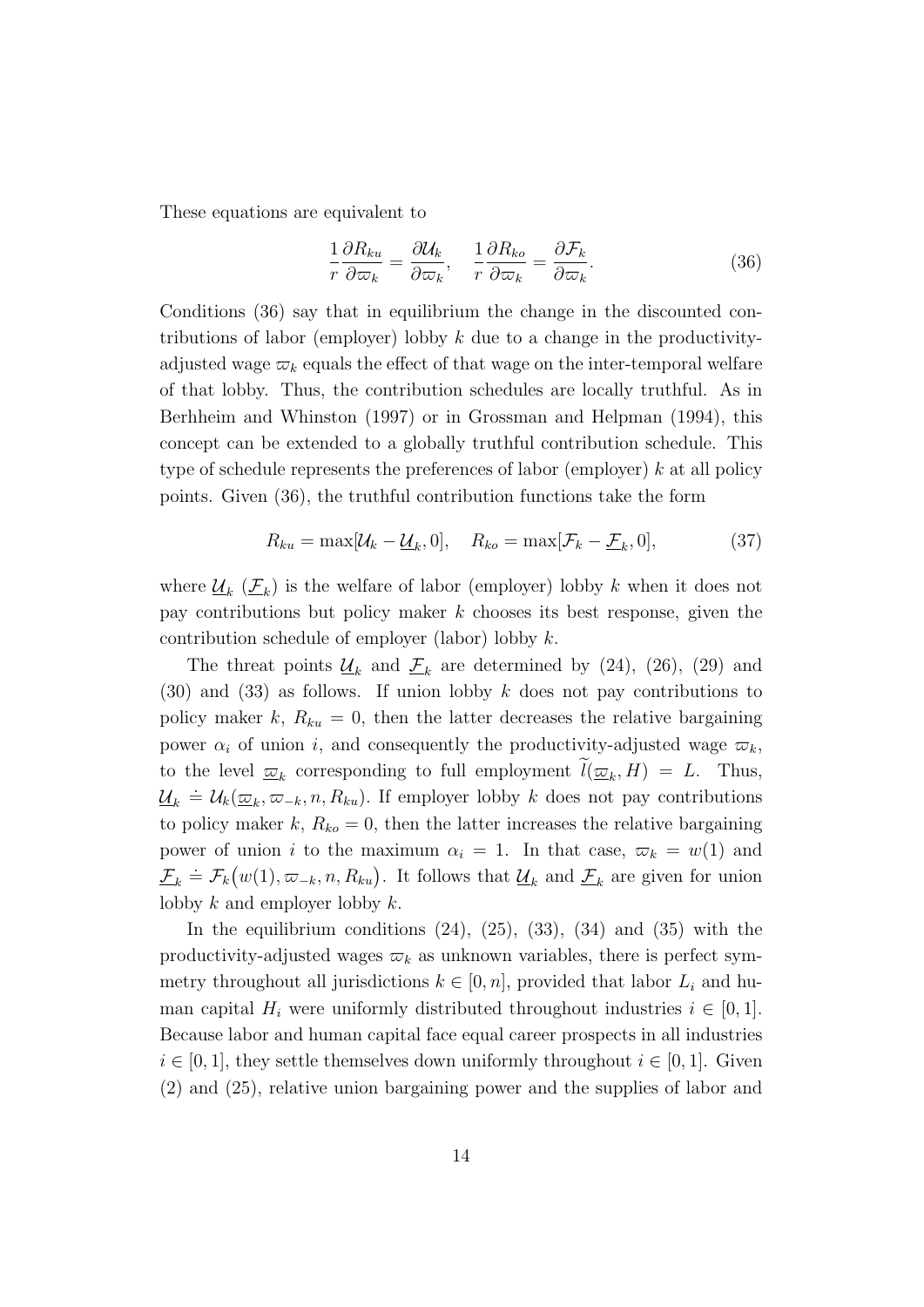These equations are equivalent to

$$\frac{1}{r}\frac{\partial R_{ku}}{\partial \varpi_k} = \frac{\partial \mathcal{U}_k}{\partial \varpi_k}, \quad \frac{1}{r}\frac{\partial R_{ko}}{\partial \varpi_k} = \frac{\partial \mathcal{F}_k}{\partial \varpi_k}. \tag{36}$$

Conditions (36) say that in equilibrium the change in the discounted contributions of labor (employer) lobby $k$ due to a change in the productivity-adjusted wage $\varpi_k$ equals the effect of that wage on the inter-temporal welfare of that lobby. Thus, the contribution schedules are locally truthful. As in Berhheim and Whinston (1997) or in Grossman and Helpman (1994), this concept can be extended to a globally truthful contribution schedule. This type of schedule represents the preferences of labor (employer) $k$ at all policy points. Given (36), the truthful contribution functions take the form

$$R_{ku} = \max[\mathcal{U}_k - \underline{\mathcal{U}}_k, 0], \quad R_{ko} = \max[\mathcal{F}_k - \underline{\mathcal{F}}_k, 0], \tag{37}$$

where $\underline{\mathcal{U}}_k$ ($\underline{\mathcal{F}}_k$) is the welfare of labor (employer) lobby $k$ when it does not pay contributions but policy maker $k$ chooses its best response, given the contribution schedule of employer (labor) lobby $k$.

The threat points $\underline{\mathcal{U}}_k$ and $\underline{\mathcal{F}}_k$ are determined by (24), (26), (29) and (30) and (33) as follows. If union lobby $k$ does not pay contributions to policy maker $k$, $R_{ku} = 0$, then the latter decreases the relative bargaining power $\alpha_i$ of union $i$, and consequently the productivity-adjusted wage $\varpi_k$, to the level $\underline{\varpi}_k$ corresponding to full employment $\widetilde{l}(\underline{\varpi}_k, H) = L$. Thus, $\underline{\mathcal{U}}_k \doteq \mathcal{U}_k(\underline{\varpi}_k, \varpi_{-k}, n, R_{ku})$. If employer lobby $k$ does not pay contributions to policy maker $k$, $R_{ko} = 0$, then the latter increases the relative bargaining power of union $i$ to the maximum $\alpha_i = 1$. In that case, $\varpi_k = w(1)$ and $\underline{\mathcal{F}}_k \doteq \mathcal{F}_k\big(w(1), \varpi_{-k}, n, R_{ku}\big)$. It follows that $\underline{\mathcal{U}}_k$ and $\underline{\mathcal{F}}_k$ are given for union lobby $k$ and employer lobby $k$.

In the equilibrium conditions (24), (25), (33), (34) and (35) with the productivity-adjusted wages $\varpi_k$ as unknown variables, there is perfect symmetry throughout all jurisdictions $k \in [0, n]$, provided that labor $L_i$ and human capital $H_i$ were uniformly distributed throughout industries $i \in [0, 1]$. Because labor and human capital face equal career prospects in all industries $i \in [0, 1]$, they settle themselves down uniformly throughout $i \in [0, 1]$. Given (2) and (25), relative union bargaining power and the supplies of labor and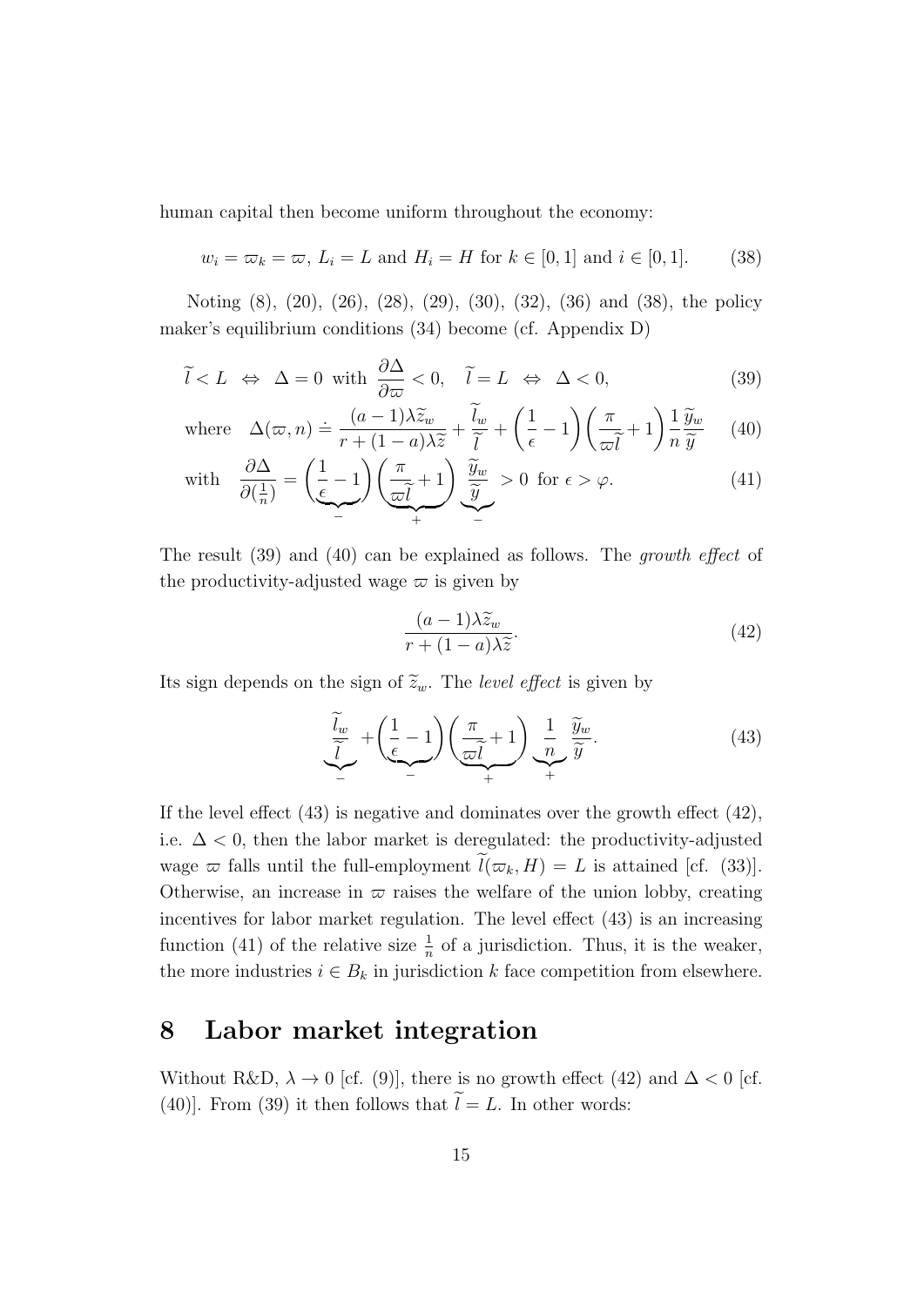human capital then become uniform throughout the economy:

$$w_i = \varpi_k = \varpi, \; L_i = L \text{ and } H_i = H \text{ for } k \in [0,1] \text{ and } i \in [0,1]. \tag{38}$$

Noting (8), (20), (26), (28), (29), (30), (32), (36) and (38), the policy maker's equilibrium conditions (34) become (cf. Appendix D)

$$\widetilde{l} < L \;\Leftrightarrow\; \Delta = 0 \text{ with } \frac{\partial \Delta}{\partial \varpi} < 0, \quad \widetilde{l} = L \;\Leftrightarrow\; \Delta < 0, \tag{39}$$

$$\text{where} \quad \Delta(\varpi, n) \doteq \frac{(a-1)\lambda \widetilde{z}_w}{r + (1-a)\lambda \widetilde{z}} + \frac{\widetilde{l}_w}{\widetilde{l}} + \left(\frac{1}{\epsilon} - 1\right)\left(\frac{\pi}{\varpi \widetilde{l}} + 1\right)\frac{1}{n}\frac{\widetilde{y}_w}{\widetilde{y}} \tag{40}$$

$$\text{with} \quad \frac{\partial \Delta}{\partial(\frac{1}{n})} = \underbrace{\left(\frac{1}{\epsilon} - 1\right)}_{-}\underbrace{\left(\frac{\pi}{\varpi \widetilde{l}} + 1\right)}_{+}\underbrace{\frac{\widetilde{y}_w}{\widetilde{y}}}_{-} > 0 \text{ for } \epsilon > \varphi. \tag{41}$$

The result (39) and (40) can be explained as follows. The *growth effect* of the productivity-adjusted wage $\varpi$ is given by

$$\frac{(a-1)\lambda \widetilde{z}_w}{r + (1-a)\lambda \widetilde{z}}. \tag{42}$$

Its sign depends on the sign of $\widetilde{z}_w$. The *level effect* is given by

$$\underbrace{\frac{\widetilde{l}_w}{\widetilde{l}}}_{-} + \underbrace{\left(\frac{1}{\epsilon} - 1\right)}_{-}\underbrace{\left(\frac{\pi}{\varpi \widetilde{l}} + 1\right)}_{+}\underbrace{\frac{1}{n}}_{+}\frac{\widetilde{y}_w}{\widetilde{y}}. \tag{43}$$

If the level effect (43) is negative and dominates over the growth effect (42), i.e. $\Delta < 0$, then the labor market is deregulated: the productivity-adjusted wage $\varpi$ falls until the full-employment $\widetilde{l}(\varpi_k, H) = L$ is attained [cf. (33)]. Otherwise, an increase in $\varpi$ raises the welfare of the union lobby, creating incentives for labor market regulation. The level effect (43) is an increasing function (41) of the relative size $\frac{1}{n}$ of a jurisdiction. Thus, it is the weaker, the more industries $i \in B_k$ in jurisdiction $k$ face competition from elsewhere.

# 8 Labor market integration

Without R&D, $\lambda \to 0$ [cf. (9)], there is no growth effect (42) and $\Delta < 0$ [cf. (40)]. From (39) it then follows that $\widetilde{l} = L$. In other words: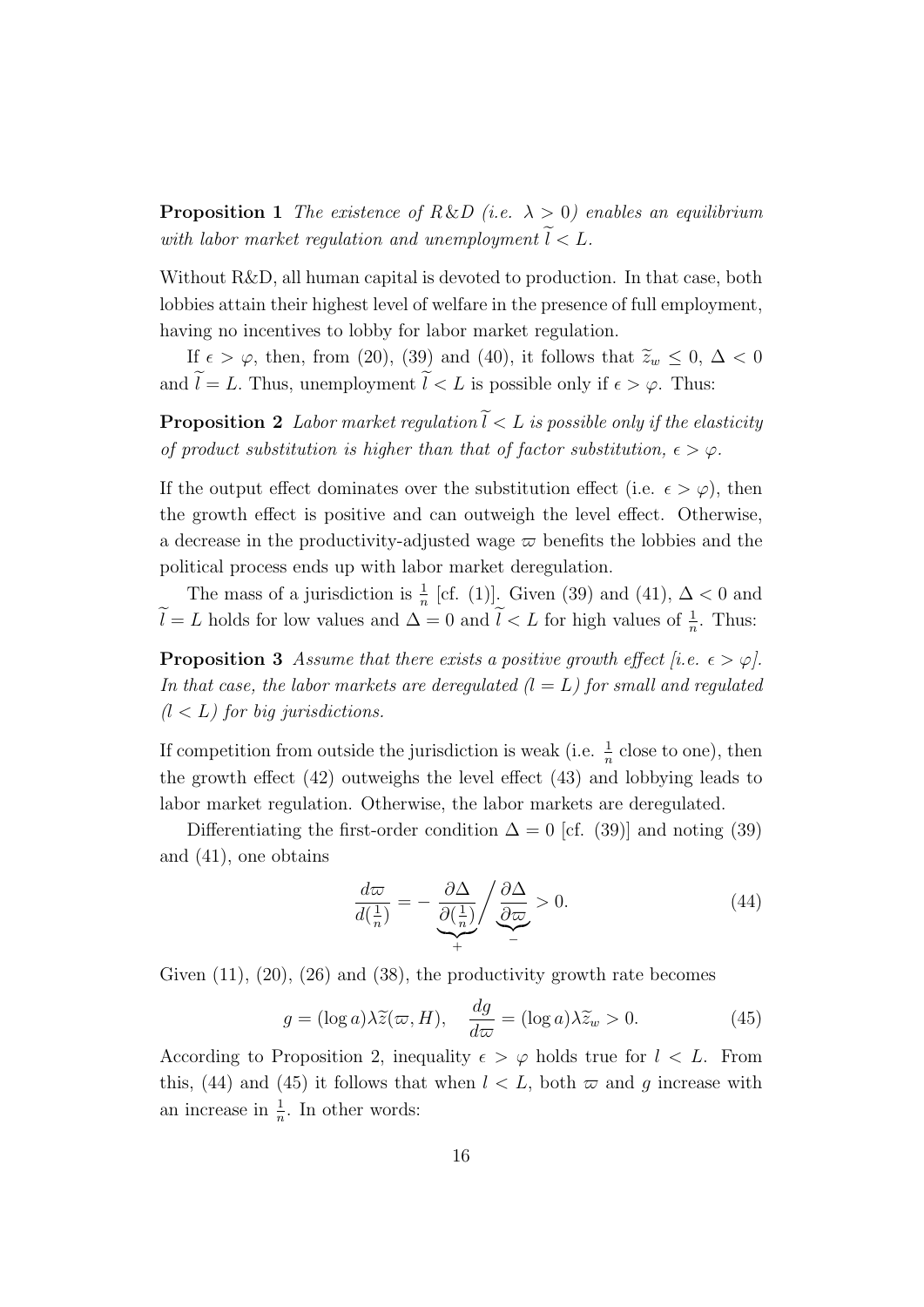**Proposition 1** *The existence of R&D (i.e. $\lambda > 0$) enables an equilibrium with labor market regulation and unemployment $\widetilde{l} < L$.*

Without R&D, all human capital is devoted to production. In that case, both lobbies attain their highest level of welfare in the presence of full employment, having no incentives to lobby for labor market regulation.

If $\epsilon > \varphi$, then, from (20), (39) and (40), it follows that $\widetilde{z}_w \leq 0$, $\Delta < 0$ and $\widetilde{l} = L$. Thus, unemployment $\widetilde{l} < L$ is possible only if $\epsilon > \varphi$. Thus:

**Proposition 2** *Labor market regulation $\widetilde{l} < L$ is possible only if the elasticity of product substitution is higher than that of factor substitution, $\epsilon > \varphi$.*

If the output effect dominates over the substitution effect (i.e. $\epsilon > \varphi$), then the growth effect is positive and can outweigh the level effect. Otherwise, a decrease in the productivity-adjusted wage $\varpi$ benefits the lobbies and the political process ends up with labor market deregulation.

The mass of a jurisdiction is $\frac{1}{n}$ [cf. (1)]. Given (39) and (41), $\Delta < 0$ and $\widetilde{l} = L$ holds for low values and $\Delta = 0$ and $\widetilde{l} < L$ for high values of $\frac{1}{n}$. Thus:

**Proposition 3** *Assume that there exists a positive growth effect [i.e. $\epsilon > \varphi$]. In that case, the labor markets are deregulated ($l = L$) for small and regulated ($l < L$) for big jurisdictions.*

If competition from outside the jurisdiction is weak (i.e. $\frac{1}{n}$ close to one), then the growth effect (42) outweighs the level effect (43) and lobbying leads to labor market regulation. Otherwise, the labor markets are deregulated.

Differentiating the first-order condition $\Delta = 0$ [cf. (39)] and noting (39) and (41), one obtains

$$\frac{d\varpi}{d(\frac{1}{n})} = -\underbrace{\frac{\partial \Delta}{\partial(\frac{1}{n})}}_{+} \Big/ \underbrace{\frac{\partial \Delta}{\partial \varpi}}_{-} > 0. \tag{44}$$

Given (11), (20), (26) and (38), the productivity growth rate becomes

$$g = (\log a)\lambda \widetilde{z}(\varpi, H), \quad \frac{dg}{d\varpi} = (\log a)\lambda \widetilde{z}_w > 0. \tag{45}$$

According to Proposition 2, inequality $\epsilon > \varphi$ holds true for $l < L$. From this, (44) and (45) it follows that when $l < L$, both $\varpi$ and $g$ increase with an increase in $\frac{1}{n}$. In other words: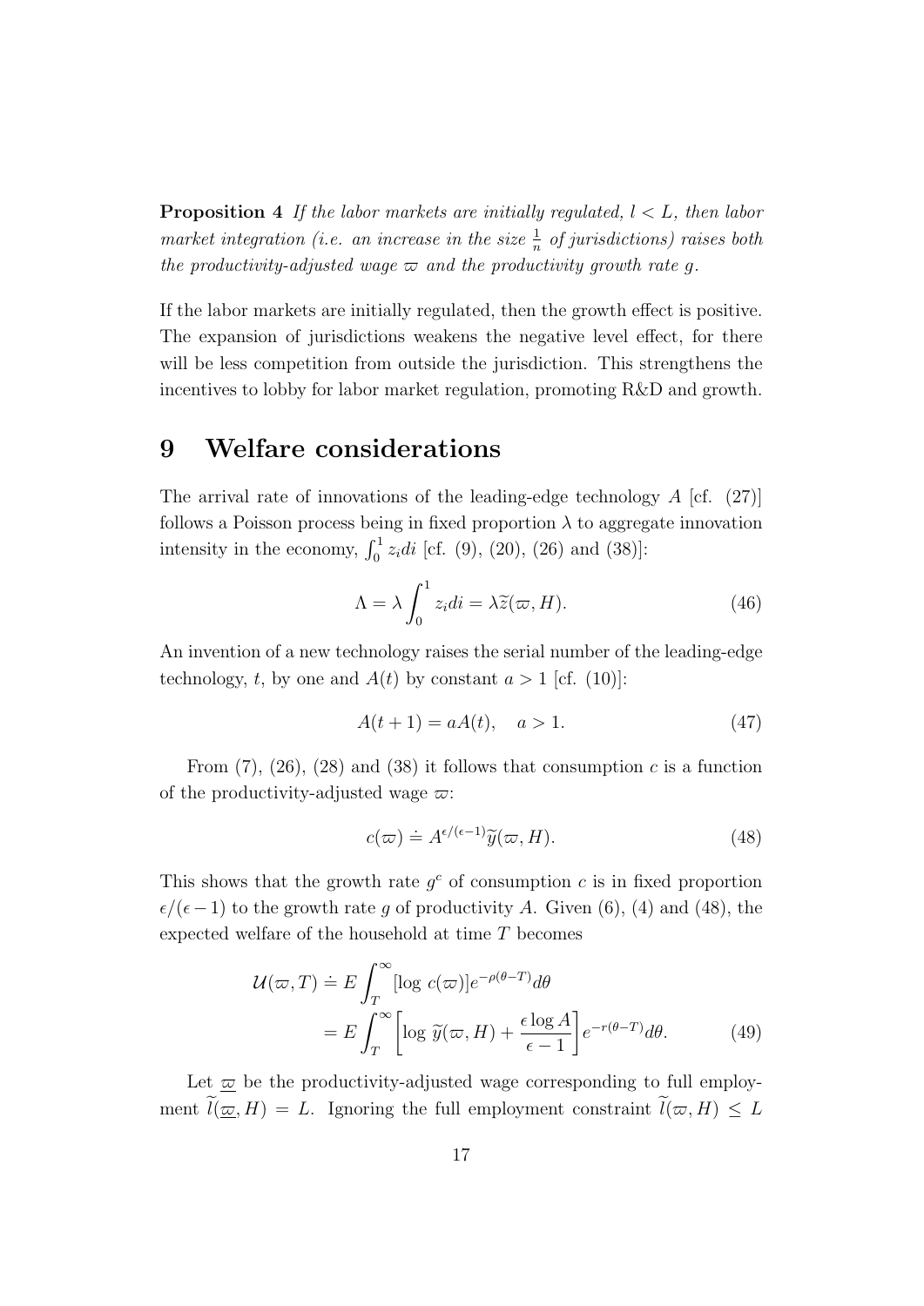**Proposition 4** *If the labor markets are initially regulated, $l < L$, then labor market integration (i.e. an increase in the size $\frac{1}{n}$ of jurisdictions) raises both the productivity-adjusted wage $\varpi$ and the productivity growth rate $g$.*

If the labor markets are initially regulated, then the growth effect is positive. The expansion of jurisdictions weakens the negative level effect, for there will be less competition from outside the jurisdiction. This strengthens the incentives to lobby for labor market regulation, promoting R&D and growth.

# 9 Welfare considerations

The arrival rate of innovations of the leading-edge technology $A$ [cf. (27)] follows a Poisson process being in fixed proportion $\lambda$ to aggregate innovation intensity in the economy, $\int_0^1 z_i di$ [cf. (9), (20), (26) and (38)]:

$$\Lambda = \lambda \int_0^1 z_i di = \lambda \widetilde{z}(\varpi, H). \tag{46}$$

An invention of a new technology raises the serial number of the leading-edge technology, $t$, by one and $A(t)$ by constant $a > 1$ [cf. (10)]:

$$A(t+1) = aA(t), \quad a > 1. \tag{47}$$

From (7), (26), (28) and (38) it follows that consumption $c$ is a function of the productivity-adjusted wage $\varpi$:

$$c(\varpi) \doteq A^{\epsilon/(\epsilon-1)} \widetilde{y}(\varpi, H). \tag{48}$$

This shows that the growth rate $g^c$ of consumption $c$ is in fixed proportion $\epsilon/(\epsilon-1)$ to the growth rate $g$ of productivity $A$. Given (6), (4) and (48), the expected welfare of the household at time $T$ becomes

$$\begin{aligned} \mathcal{U}(\varpi, T) &\doteq E \int_T^\infty [\log c(\varpi)] e^{-\rho(\theta - T)} d\theta \\ &= E \int_T^\infty \left[ \log \widetilde{y}(\varpi, H) + \frac{\epsilon \log A}{\epsilon - 1} \right] e^{-r(\theta - T)} d\theta. \end{aligned} \tag{49}$$

Let $\underline{\varpi}$ be the productivity-adjusted wage corresponding to full employment $\widetilde{l}(\underline{\varpi}, H) = L$. Ignoring the full employment constraint $\widetilde{l}(\varpi, H) \leq L$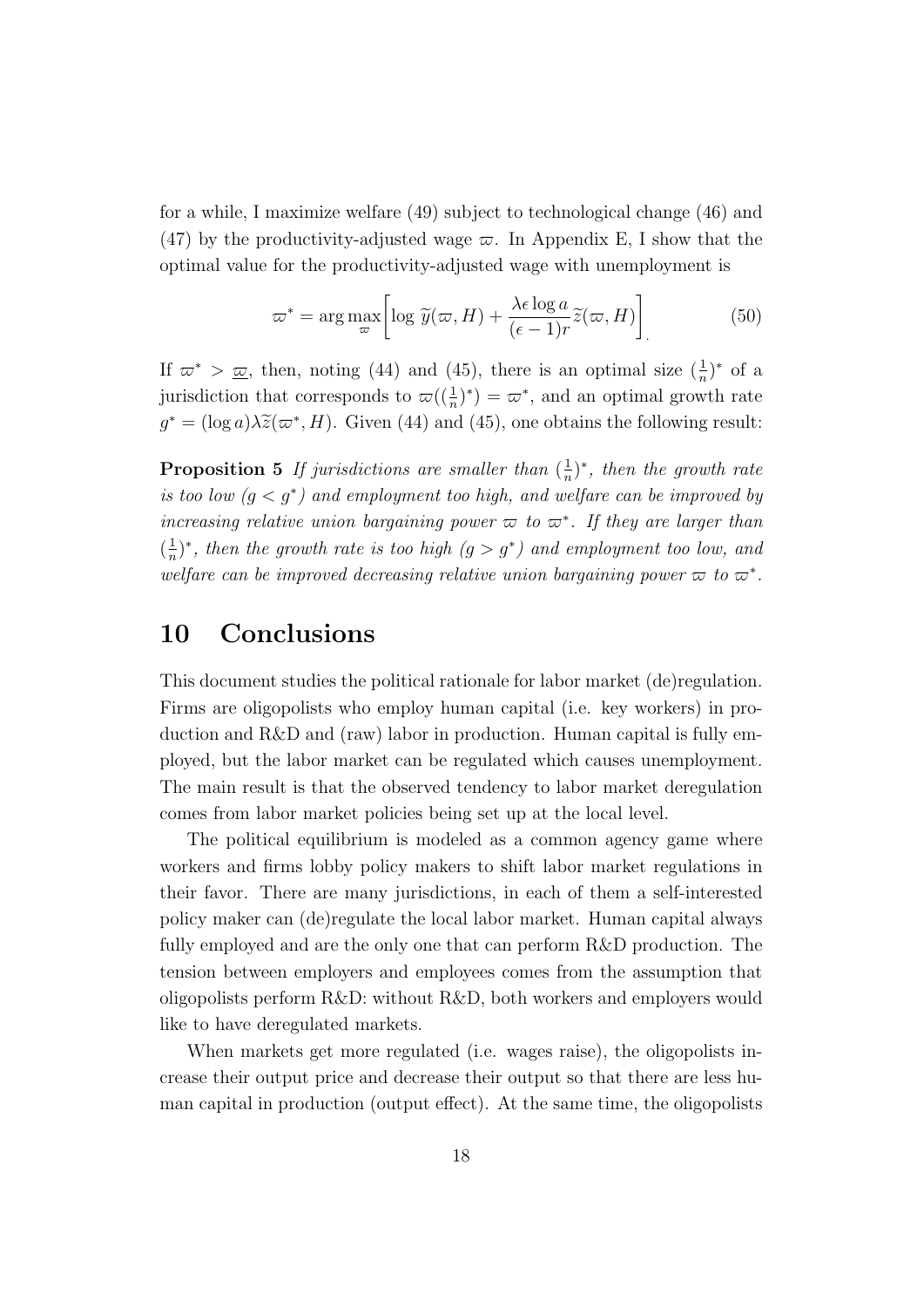for a while, I maximize welfare (49) subject to technological change (46) and (47) by the productivity-adjusted wage $\varpi$. In Appendix E, I show that the optimal value for the productivity-adjusted wage with unemployment is

$$\varpi^* = \arg\max_{\varpi} \left[ \log \widetilde{y}(\varpi, H) + \frac{\lambda \epsilon \log a}{(\epsilon - 1) r} \widetilde{z}(\varpi, H) \right]. \tag{50}$$

If $\varpi^* > \underline{\varpi}$, then, noting (44) and (45), there is an optimal size $(\frac{1}{n})^*$ of a jurisdiction that corresponds to $\varpi((\frac{1}{n})^*) = \varpi^*$, and an optimal growth rate $g^* = (\log a)\lambda \widetilde{z}(\varpi^*, H)$. Given (44) and (45), one obtains the following result:

**Proposition 5** *If jurisdictions are smaller than $(\frac{1}{n})^*$, then the growth rate is too low ($g < g^*$) and employment too high, and welfare can be improved by increasing relative union bargaining power $\varpi$ to $\varpi^*$. If they are larger than $(\frac{1}{n})^*$, then the growth rate is too high ($g > g^*$) and employment too low, and welfare can be improved decreasing relative union bargaining power $\varpi$ to $\varpi^*$.*

# 10 Conclusions

This document studies the political rationale for labor market (de)regulation. Firms are oligopolists who employ human capital (i.e. key workers) in production and R&D and (raw) labor in production. Human capital is fully employed, but the labor market can be regulated which causes unemployment. The main result is that the observed tendency to labor market deregulation comes from labor market policies being set up at the local level.

The political equilibrium is modeled as a common agency game where workers and firms lobby policy makers to shift labor market regulations in their favor. There are many jurisdictions, in each of them a self-interested policy maker can (de)regulate the local labor market. Human capital always fully employed and are the only one that can perform R&D production. The tension between employers and employees comes from the assumption that oligopolists perform R&D: without R&D, both workers and employers would like to have deregulated markets.

When markets get more regulated (i.e. wages raise), the oligopolists increase their output price and decrease their output so that there are less human capital in production (output effect). At the same time, the oligopolists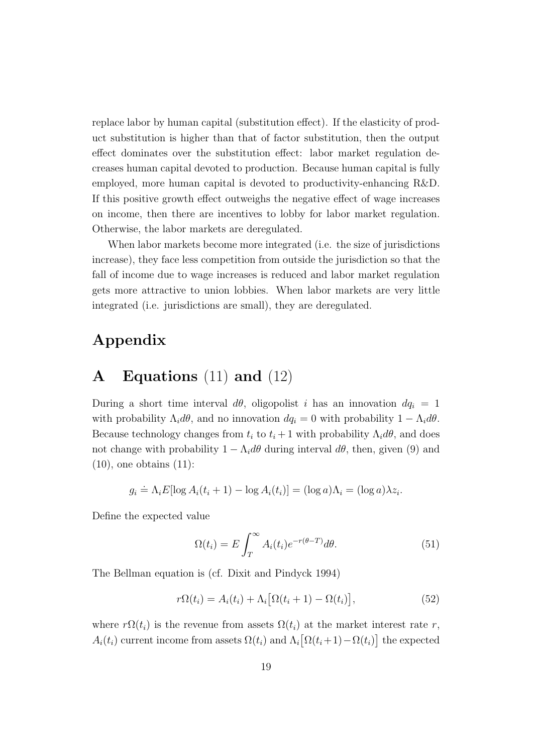replace labor by human capital (substitution effect). If the elasticity of product substitution is higher than that of factor substitution, then the output effect dominates over the substitution effect: labor market regulation decreases human capital devoted to production. Because human capital is fully employed, more human capital is devoted to productivity-enhancing R&D. If this positive growth effect outweighs the negative effect of wage increases on income, then there are incentives to lobby for labor market regulation. Otherwise, the labor markets are deregulated.

When labor markets become more integrated (i.e. the size of jurisdictions increase), they face less competition from outside the jurisdiction so that the fall of income due to wage increases is reduced and labor market regulation gets more attractive to union lobbies. When labor markets are very little integrated (i.e. jurisdictions are small), they are deregulated.

# Appendix

## A Equations (11) and (12)

During a short time interval $d\theta$, oligopolist $i$ has an innovation $dq_i = 1$ with probability $\Lambda_i d\theta$, and no innovation $dq_i = 0$ with probability $1 - \Lambda_i d\theta$. Because technology changes from $t_i$ to $t_i + 1$ with probability $\Lambda_i d\theta$, and does not change with probability $1 - \Lambda_i d\theta$ during interval $d\theta$, then, given (9) and (10), one obtains (11):

$$g_i \doteq \Lambda_i E[\log A_i(t_i + 1) - \log A_i(t_i)] = (\log a)\Lambda_i = (\log a)\lambda z_i.$$

Define the expected value

$$\Omega(t_i) = E \int_T^\infty A_i(t_i) e^{-r(\theta - T)} d\theta. \tag{51}$$

The Bellman equation is (cf. Dixit and Pindyck 1994)

$$r\Omega(t_i) = A_i(t_i) + \Lambda_i\big[\Omega(t_i + 1) - \Omega(t_i)\big], \tag{52}$$

where $r\Omega(t_i)$ is the revenue from assets $\Omega(t_i)$ at the market interest rate $r$, $A_i(t_i)$ current income from assets $\Omega(t_i)$ and $\Lambda_i\big[\Omega(t_i+1)-\Omega(t_i)\big]$ the expected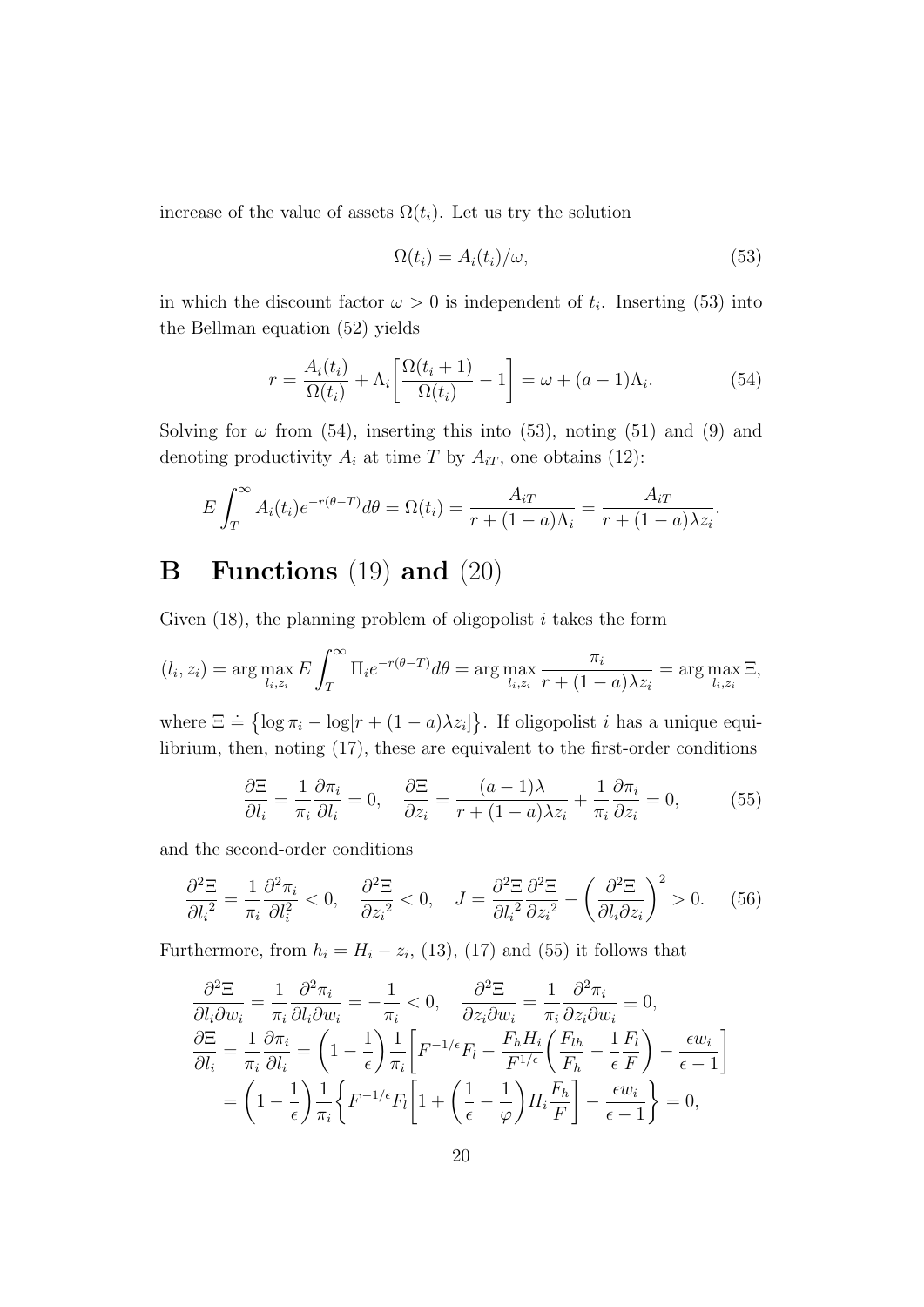increase of the value of assets $\Omega(t_i)$. Let us try the solution

$$\Omega(t_i) = A_i(t_i)/\omega, \tag{53}$$

in which the discount factor $\omega > 0$ is independent of $t_i$. Inserting (53) into the Bellman equation (52) yields

$$r = \frac{A_i(t_i)}{\Omega(t_i)} + \Lambda_i\left[\frac{\Omega(t_i+1)}{\Omega(t_i)} - 1\right] = \omega + (a-1)\Lambda_i. \tag{54}$$

Solving for $\omega$ from (54), inserting this into (53), noting (51) and (9) and denoting productivity $A_i$ at time $T$ by $A_{iT}$, one obtains (12):

$$E\int_T^\infty A_i(t_i)e^{-r(\theta-T)}d\theta = \Omega(t_i) = \frac{A_{iT}}{r+(1-a)\Lambda_i} = \frac{A_{iT}}{r+(1-a)\lambda z_i}.$$

# B Functions (19) and (20)

Given (18), the planning problem of oligopolist $i$ takes the form

$$(l_i, z_i) = \arg\max_{l_i,z_i} E\int_T^\infty \Pi_i e^{-r(\theta-T)}d\theta = \arg\max_{l_i,z_i}\frac{\pi_i}{r+(1-a)\lambda z_i} = \arg\max_{l_i,z_i}\Xi,$$

where $\Xi \doteq \{\log\pi_i - \log[r+(1-a)\lambda z_i]\}$. If oligopolist $i$ has a unique equilibrium, then, noting (17), these are equivalent to the first-order conditions

$$\frac{\partial\Xi}{\partial l_i} = \frac{1}{\pi_i}\frac{\partial\pi_i}{\partial l_i} = 0, \quad \frac{\partial\Xi}{\partial z_i} = \frac{(a-1)\lambda}{r+(1-a)\lambda z_i} + \frac{1}{\pi_i}\frac{\partial\pi_i}{\partial z_i} = 0, \tag{55}$$

and the second-order conditions

$$\frac{\partial^2\Xi}{\partial {l_i}^2} = \frac{1}{\pi_i}\frac{\partial^2\pi_i}{\partial l_i^2} < 0, \quad \frac{\partial^2\Xi}{\partial {z_i}^2} < 0, \quad J = \frac{\partial^2\Xi}{\partial {l_i}^2}\frac{\partial^2\Xi}{\partial {z_i}^2} - \left(\frac{\partial^2\Xi}{\partial l_i\partial z_i}\right)^2 > 0. \tag{56}$$

Furthermore, from $h_i = H_i - z_i$, (13), (17) and (55) it follows that

$$\begin{aligned}
&\frac{\partial^2\Xi}{\partial l_i\partial w_i} = \frac{1}{\pi_i}\frac{\partial^2\pi_i}{\partial l_i\partial w_i} = -\frac{1}{\pi_i} < 0, \quad \frac{\partial^2\Xi}{\partial z_i\partial w_i} = \frac{1}{\pi_i}\frac{\partial^2\pi_i}{\partial z_i\partial w_i} \equiv 0, \\
&\frac{\partial\Xi}{\partial l_i} = \frac{1}{\pi_i}\frac{\partial\pi_i}{\partial l_i} = \left(1-\frac{1}{\epsilon}\right)\frac{1}{\pi_i}\left[F^{-1/\epsilon}F_l - \frac{F_h H_i}{F^{1/\epsilon}}\left(\frac{F_{lh}}{F_h} - \frac{1}{\epsilon}\frac{F_l}{F}\right) - \frac{\epsilon w_i}{\epsilon-1}\right] \\
&\quad = \left(1-\frac{1}{\epsilon}\right)\frac{1}{\pi_i}\left\{F^{-1/\epsilon}F_l\left[1+\left(\frac{1}{\epsilon}-\frac{1}{\varphi}\right)H_i\frac{F_h}{F}\right] - \frac{\epsilon w_i}{\epsilon-1}\right\} = 0,
\end{aligned}$$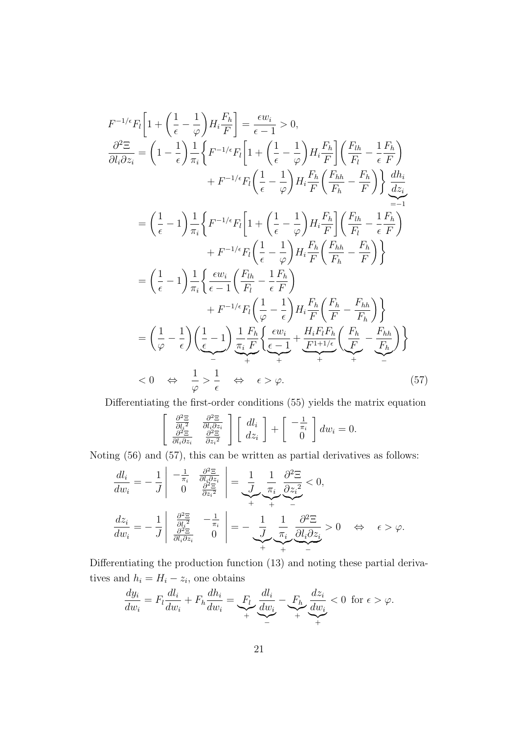$$
\begin{aligned}
&F^{-1/\epsilon}F_l\left[1+\left(\frac{1}{\epsilon}-\frac{1}{\varphi}\right)H_i\frac{F_h}{F}\right]=\frac{\epsilon w_i}{\epsilon-1}>0,\\
&\frac{\partial^2\Xi}{\partial l_i\partial z_i}=\left(1-\frac{1}{\epsilon}\right)\frac{1}{\pi_i}\left\{F^{-1/\epsilon}F_l\left[1+\left(\frac{1}{\epsilon}-\frac{1}{\varphi}\right)H_i\frac{F_h}{F}\right]\left(\frac{F_{lh}}{F_l}-\frac{1}{\epsilon}\frac{F_h}{F}\right)\right.\\
&\qquad\qquad\left.+F^{-1/\epsilon}F_l\left(\frac{1}{\epsilon}-\frac{1}{\varphi}\right)H_i\frac{F_h}{F}\left(\frac{F_{hh}}{F_h}-\frac{F_h}{F}\right)\right\}\underbrace{\frac{dh_i}{dz_i}}_{=-1}\\
&=\left(\frac{1}{\epsilon}-1\right)\frac{1}{\pi_i}\left\{F^{-1/\epsilon}F_l\left[1+\left(\frac{1}{\epsilon}-\frac{1}{\varphi}\right)H_i\frac{F_h}{F}\right]\left(\frac{F_{lh}}{F_l}-\frac{1}{\epsilon}\frac{F_h}{F}\right)\right.\\
&\qquad\qquad\left.+F^{-1/\epsilon}F_l\left(\frac{1}{\epsilon}-\frac{1}{\varphi}\right)H_i\frac{F_h}{F}\left(\frac{F_{hh}}{F_h}-\frac{F_h}{F}\right)\right\}\\
&=\left(\frac{1}{\epsilon}-1\right)\frac{1}{\pi_i}\left\{\frac{\epsilon w_i}{\epsilon-1}\left(\frac{F_{lh}}{F_l}-\frac{1}{\epsilon}\frac{F_h}{F}\right)\right.\\
&\qquad\qquad\left.+F^{-1/\epsilon}F_l\left(\frac{1}{\varphi}-\frac{1}{\epsilon}\right)H_i\frac{F_h}{F}\left(\frac{F_h}{F}-\frac{F_{hh}}{F_h}\right)\right\}\\
&=\left(\frac{1}{\varphi}-\frac{1}{\epsilon}\right)\underbrace{\left(\frac{1}{\epsilon}-1\right)}_{-}\underbrace{\frac{1}{\pi_i}\frac{F_h}{F}}_{+}\left\{\underbrace{\frac{\epsilon w_i}{\epsilon-1}}_{+}+\underbrace{\frac{H_iF_lF_h}{F^{1+1/\epsilon}}}_{+}\left(\underbrace{\frac{F_h}{F}}_{+}-\underbrace{\frac{F_{hh}}{F_h}}_{-}\right)\right\}\\
&<0\quad\Leftrightarrow\quad\frac{1}{\varphi}>\frac{1}{\epsilon}\quad\Leftrightarrow\quad\epsilon>\varphi.
\end{aligned}
\tag{57}
$$

Differentiating the first-order conditions (55) yields the matrix equation

$$
\begin{bmatrix}\frac{\partial^2\Xi}{\partial l_i{}^2} & \frac{\partial^2\Xi}{\partial l_i\partial z_i}\\ \frac{\partial^2\Xi}{\partial l_i\partial z_i} & \frac{\partial^2\Xi}{\partial z_i{}^2}\end{bmatrix}\begin{bmatrix}dl_i\\ dz_i\end{bmatrix}+\begin{bmatrix}-\frac{1}{\pi_i}\\ 0\end{bmatrix}dw_i=0.
$$

Noting (56) and (57), this can be written as partial derivatives as follows:

$$
\frac{dl_i}{dw_i}=-\frac{1}{J}\begin{vmatrix}-\frac{1}{\pi_i} & \frac{\partial^2\Xi}{\partial l_i\partial z_i}\\ 0 & \frac{\partial^2\Xi}{\partial z_i{}^2}\end{vmatrix}=\underbrace{\frac{1}{J}}_{+}\underbrace{\frac{1}{\pi_i}}_{+}\underbrace{\frac{\partial^2\Xi}{\partial z_i{}^2}}_{-}<0,
$$

$$
\frac{dz_i}{dw_i}=-\frac{1}{J}\begin{vmatrix}\frac{\partial^2\Xi}{\partial l_i{}^2} & -\frac{1}{\pi_i}\\ \frac{\partial^2\Xi}{\partial l_i\partial z_i} & 0\end{vmatrix}=-\underbrace{\frac{1}{J}}_{+}\underbrace{\frac{1}{\pi_i}}_{+}\underbrace{\frac{\partial^2\Xi}{\partial l_i\partial z_i}}_{-}>0\quad\Leftrightarrow\quad\epsilon>\varphi.
$$

Differentiating the production function (13) and noting these partial derivatives and $h_i=H_i-z_i$, one obtains

$$
\frac{dy_i}{dw_i}=F_l\frac{dl_i}{dw_i}+F_h\frac{dh_i}{dw_i}=\underbrace{F_l}_{+}\underbrace{\frac{dl_i}{dw_i}}_{-}-\underbrace{F_h}_{+}\underbrace{\frac{dz_i}{dw_i}}_{+}<0\ \text{ for }\epsilon>\varphi.
$$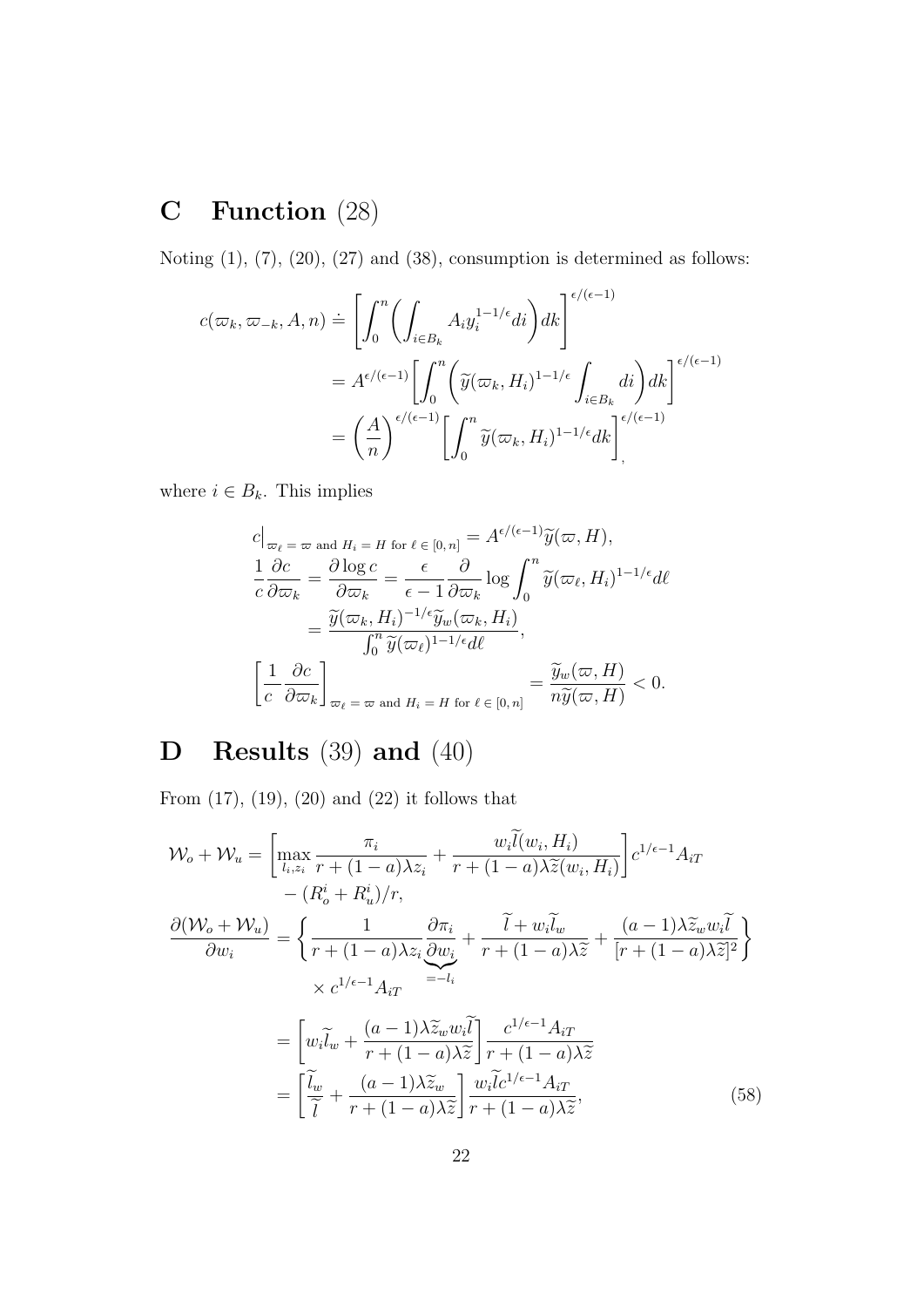# C Function (28)

Noting (1), (7), (20), (27) and (38), consumption is determined as follows:

$$
\begin{aligned}
c(\varpi_k, \varpi_{-k}, A, n) &\doteq \left[\int_0^n \left(\int_{i\in B_k} A_i y_i^{1-1/\epsilon} di\right) dk\right]^{\epsilon/(\epsilon-1)} \\
&= A^{\epsilon/(\epsilon-1)} \left[\int_0^n \left(\widetilde{y}(\varpi_k, H_i)^{1-1/\epsilon} \int_{i\in B_k} di\right) dk\right]^{\epsilon/(\epsilon-1)} \\
&= \left(\frac{A}{n}\right)^{\epsilon/(\epsilon-1)} \left[\int_0^n \widetilde{y}(\varpi_k, H_i)^{1-1/\epsilon} dk\right]^{\epsilon/(\epsilon-1)}_{,}
\end{aligned}
$$

where $i \in B_k$. This implies

$$
\begin{aligned}
c\Big|_{\varpi_\ell = \varpi \text{ and } H_i = H \text{ for } \ell\in[0,n]} &= A^{\epsilon/(\epsilon-1)} \widetilde{y}(\varpi, H), \\
\frac{1}{c}\frac{\partial c}{\partial \varpi_k} = \frac{\partial \log c}{\partial \varpi_k} &= \frac{\epsilon}{\epsilon-1}\frac{\partial}{\partial \varpi_k} \log \int_0^n \widetilde{y}(\varpi_\ell, H_i)^{1-1/\epsilon} d\ell \\
&= \frac{\widetilde{y}(\varpi_k, H_i)^{-1/\epsilon} \widetilde{y}_w(\varpi_k, H_i)}{\int_0^n \widetilde{y}(\varpi_\ell)^{1-1/\epsilon} d\ell}, \\
\left[\frac{1}{c}\frac{\partial c}{\partial \varpi_k}\right]_{\varpi_\ell = \varpi \text{ and } H_i = H \text{ for } \ell\in[0,n]} &= \frac{\widetilde{y}_w(\varpi, H)}{n\widetilde{y}(\varpi, H)} < 0.
\end{aligned}
$$

# D Results (39) and (40)

From (17), (19), (20) and (22) it follows that

$$
\begin{aligned}
\mathcal{W}_o + \mathcal{W}_u &= \left[\max_{l_i, z_i} \frac{\pi_i}{r + (1-a)\lambda z_i} + \frac{w_i \widetilde{l}(w_i, H_i)}{r + (1-a)\lambda \widetilde{z}(w_i, H_i)}\right] c^{1/\epsilon - 1} A_{iT} \\
&\quad - (R_o^i + R_u^i)/r, \\
\frac{\partial(\mathcal{W}_o + \mathcal{W}_u)}{\partial w_i} &= \left\{\frac{1}{r + (1-a)\lambda z_i}\underbrace{\frac{\partial \pi_i}{\partial w_i}}_{=-l_i} + \frac{\widetilde{l} + w_i \widetilde{l}_w}{r + (1-a)\lambda \widetilde{z}} + \frac{(a-1)\lambda \widetilde{z}_w w_i \widetilde{l}}{[r + (1-a)\lambda \widetilde{z}]^2}\right\} \\
&\quad \times c^{1/\epsilon - 1} A_{iT} \\
&= \left[w_i \widetilde{l}_w + \frac{(a-1)\lambda \widetilde{z}_w w_i \widetilde{l}}{r + (1-a)\lambda \widetilde{z}}\right] \frac{c^{1/\epsilon - 1} A_{iT}}{r + (1-a)\lambda \widetilde{z}} \\
&= \left[\frac{\widetilde{l}_w}{\widetilde{l}} + \frac{(a-1)\lambda \widetilde{z}_w}{r + (1-a)\lambda \widetilde{z}}\right] \frac{w_i \widetilde{l} c^{1/\epsilon - 1} A_{iT}}{r + (1-a)\lambda \widetilde{z}},
\end{aligned}
\tag{58}
$$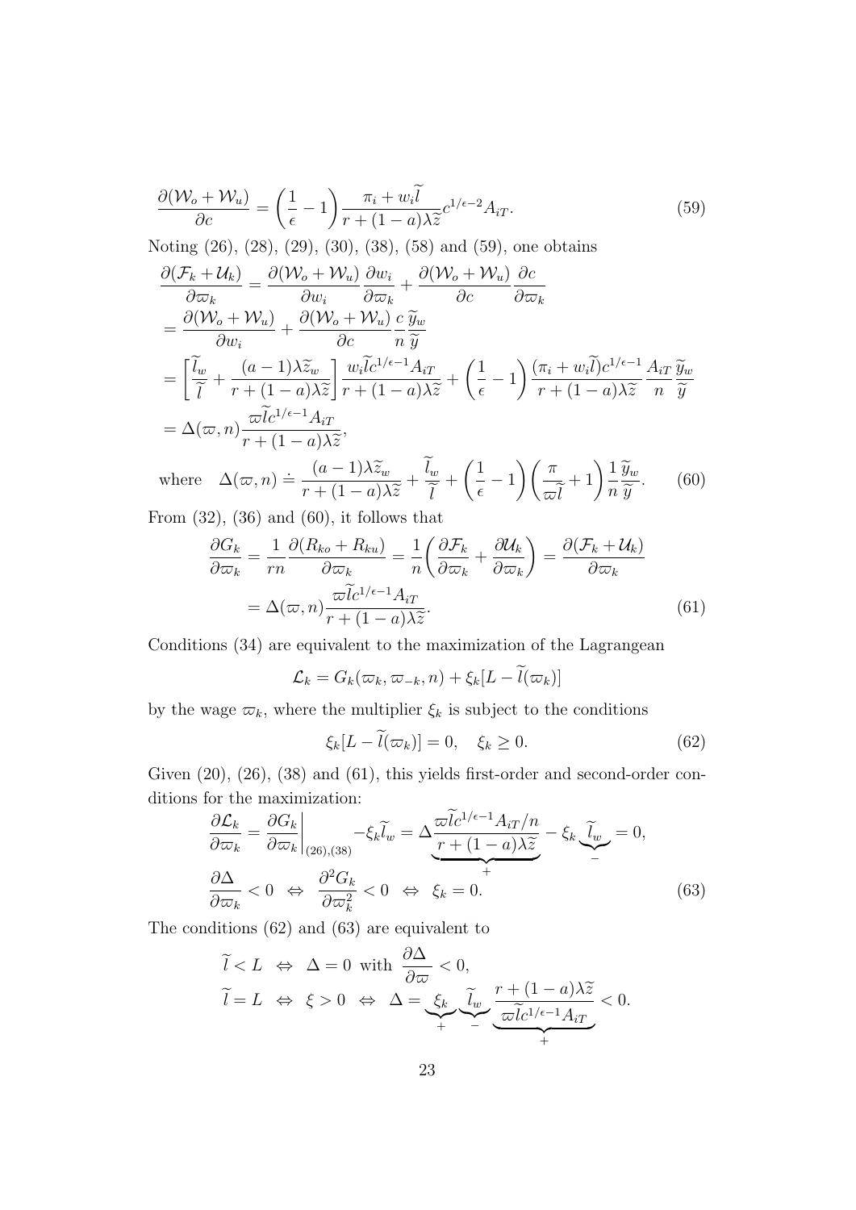$$\frac{\partial(\mathcal{W}_o+\mathcal{W}_u)}{\partial c}=\left(\frac{1}{\epsilon}-1\right)\frac{\pi_i+w_i\widetilde{l}}{r+(1-a)\lambda\widetilde{z}}c^{1/\epsilon-2}A_{iT}. \tag{59}$$

Noting (26), (28), (29), (30), (38), (58) and (59), one obtains

$$\begin{aligned}
&\frac{\partial(\mathcal{F}_k+\mathcal{U}_k)}{\partial\varpi_k}=\frac{\partial(\mathcal{W}_o+\mathcal{W}_u)}{\partial w_i}\frac{\partial w_i}{\partial\varpi_k}+\frac{\partial(\mathcal{W}_o+\mathcal{W}_u)}{\partial c}\frac{\partial c}{\partial\varpi_k}\\
&=\frac{\partial(\mathcal{W}_o+\mathcal{W}_u)}{\partial w_i}+\frac{\partial(\mathcal{W}_o+\mathcal{W}_u)}{\partial c}\frac{c}{n}\frac{\widetilde{y}_w}{\widetilde{y}}\\
&=\left[\frac{\widetilde{l}_w}{\widetilde{l}}+\frac{(a-1)\lambda\widetilde{z}_w}{r+(1-a)\lambda\widetilde{z}}\right]\frac{w_i\widetilde{l}c^{1/\epsilon-1}A_{iT}}{r+(1-a)\lambda\widetilde{z}}+\left(\frac{1}{\epsilon}-1\right)\frac{(\pi_i+w_i\widetilde{l})c^{1/\epsilon-1}}{r+(1-a)\lambda\widetilde{z}}\frac{A_{iT}}{n}\frac{\widetilde{y}_w}{\widetilde{y}}\\
&=\Delta(\varpi,n)\frac{\varpi\widetilde{l}c^{1/\epsilon-1}A_{iT}}{r+(1-a)\lambda\widetilde{z}},
\end{aligned}$$

$$\text{where}\quad\Delta(\varpi,n)\doteq\frac{(a-1)\lambda\widetilde{z}_w}{r+(1-a)\lambda\widetilde{z}}+\frac{\widetilde{l}_w}{\widetilde{l}}+\left(\frac{1}{\epsilon}-1\right)\left(\frac{\pi}{\varpi\widetilde{l}}+1\right)\frac{1}{n}\frac{\widetilde{y}_w}{\widetilde{y}}. \tag{60}$$

From (32), (36) and (60), it follows that

$$\begin{aligned}
\frac{\partial G_k}{\partial\varpi_k}&=\frac{1}{rn}\frac{\partial(R_{ko}+R_{ku})}{\partial\varpi_k}=\frac{1}{n}\left(\frac{\partial\mathcal{F}_k}{\partial\varpi_k}+\frac{\partial\mathcal{U}_k}{\partial\varpi_k}\right)=\frac{\partial(\mathcal{F}_k+\mathcal{U}_k)}{\partial\varpi_k}\\
&=\Delta(\varpi,n)\frac{\varpi\widetilde{l}c^{1/\epsilon-1}A_{iT}}{r+(1-a)\lambda\widetilde{z}}.
\end{aligned} \tag{61}$$

Conditions (34) are equivalent to the maximization of the Lagrangean

$$\mathcal{L}_k=G_k(\varpi_k,\varpi_{-k},n)+\xi_k[L-\widetilde{l}(\varpi_k)]$$

by the wage $\varpi_k$, where the multiplier $\xi_k$ is subject to the conditions

$$\xi_k[L-\widetilde{l}(\varpi_k)]=0,\quad\xi_k\geq 0. \tag{62}$$

Given (20), (26), (38) and (61), this yields first-order and second-order conditions for the maximization:

$$\begin{aligned}
&\frac{\partial\mathcal{L}_k}{\partial\varpi_k}=\frac{\partial G_k}{\partial\varpi_k}\bigg|_{(26),(38)}-\xi_k\widetilde{l}_w=\Delta\underbrace{\frac{\varpi\widetilde{l}c^{1/\epsilon-1}A_{iT}/n}{r+(1-a)\lambda\widetilde{z}}}_{+}-\xi_k\underbrace{\widetilde{l}_w}_{-}=0,\\
&\frac{\partial\Delta}{\partial\varpi_k}<0\ \Leftrightarrow\ \frac{\partial^2 G_k}{\partial\varpi_k^2}<0\ \Leftrightarrow\ \xi_k=0.
\end{aligned} \tag{63}$$

The conditions (62) and (63) are equivalent to

$$\begin{aligned}
&\widetilde{l}<L\ \Leftrightarrow\ \Delta=0\ \text{with}\ \frac{\partial\Delta}{\partial\varpi}<0,\\
&\widetilde{l}=L\ \Leftrightarrow\ \xi>0\ \Leftrightarrow\ \Delta=\underbrace{\xi_k}_{+}\underbrace{\widetilde{l}_w}_{-}\underbrace{\frac{r+(1-a)\lambda\widetilde{z}}{\varpi\widetilde{l}c^{1/\epsilon-1}A_{iT}}}_{+}<0.
\end{aligned}$$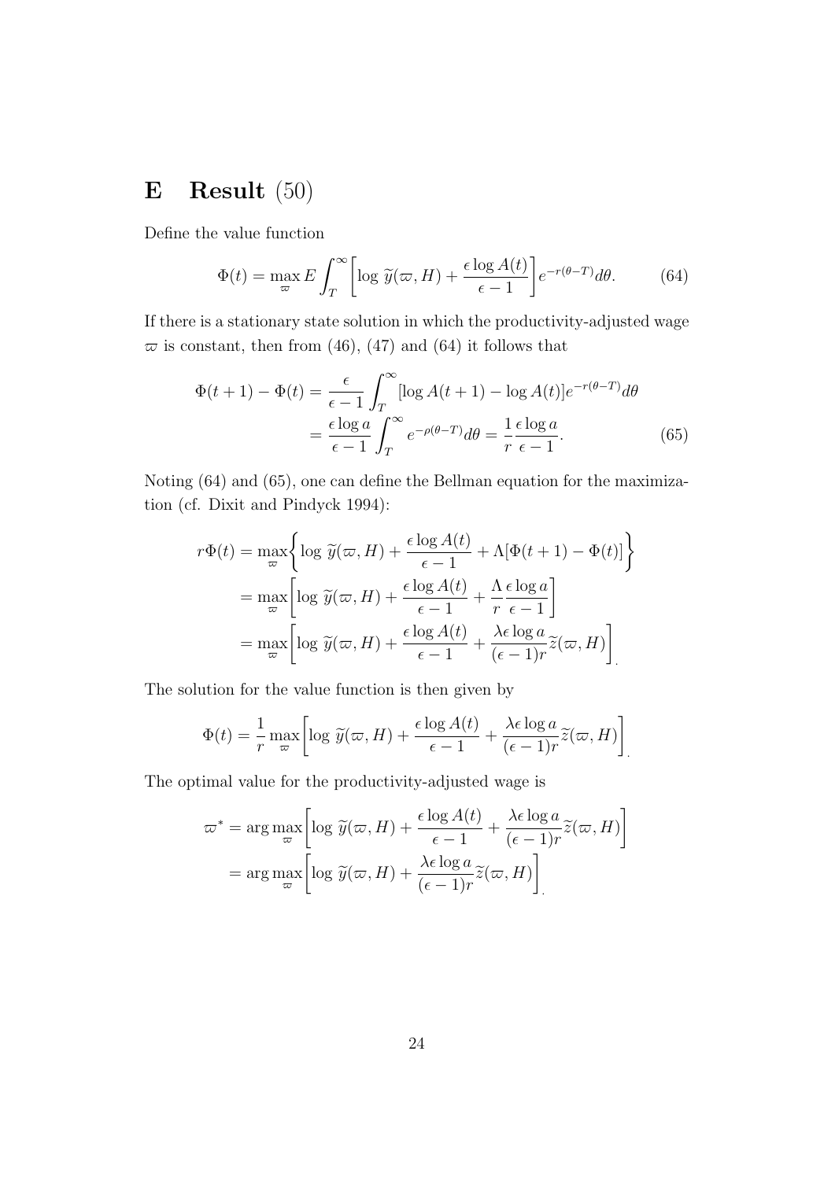# E Result (50)

Define the value function

$$\Phi(t) = \max_{\varpi} E \int_T^\infty \left[ \log \widetilde{y}(\varpi, H) + \frac{\epsilon \log A(t)}{\epsilon - 1} \right] e^{-r(\theta - T)} d\theta. \tag{64}$$

If there is a stationary state solution in which the productivity-adjusted wage $\varpi$ is constant, then from (46), (47) and (64) it follows that

$$\begin{aligned}
\Phi(t+1) - \Phi(t) &= \frac{\epsilon}{\epsilon - 1} \int_T^\infty [\log A(t+1) - \log A(t)] e^{-r(\theta - T)} d\theta \\
&= \frac{\epsilon \log a}{\epsilon - 1} \int_T^\infty e^{-\rho(\theta - T)} d\theta = \frac{1}{r} \frac{\epsilon \log a}{\epsilon - 1}.
\end{aligned} \tag{65}$$

Noting (64) and (65), one can define the Bellman equation for the maximization (cf. Dixit and Pindyck 1994):

$$\begin{aligned}
r\Phi(t) &= \max_{\varpi} \left\{ \log \widetilde{y}(\varpi, H) + \frac{\epsilon \log A(t)}{\epsilon - 1} + \Lambda[\Phi(t+1) - \Phi(t)] \right\} \\
&= \max_{\varpi} \left[ \log \widetilde{y}(\varpi, H) + \frac{\epsilon \log A(t)}{\epsilon - 1} + \frac{\Lambda}{r} \frac{\epsilon \log a}{\epsilon - 1} \right] \\
&= \max_{\varpi} \left[ \log \widetilde{y}(\varpi, H) + \frac{\epsilon \log A(t)}{\epsilon - 1} + \frac{\lambda \epsilon \log a}{(\epsilon - 1) r} \widetilde{z}(\varpi, H) \right].
\end{aligned}$$

The solution for the value function is then given by

$$\Phi(t) = \frac{1}{r} \max_{\varpi} \left[ \log \widetilde{y}(\varpi, H) + \frac{\epsilon \log A(t)}{\epsilon - 1} + \frac{\lambda \epsilon \log a}{(\epsilon - 1) r} \widetilde{z}(\varpi, H) \right].$$

The optimal value for the productivity-adjusted wage is

$$\begin{aligned}
\varpi^* &= \arg\max_{\varpi} \left[ \log \widetilde{y}(\varpi, H) + \frac{\epsilon \log A(t)}{\epsilon - 1} + \frac{\lambda \epsilon \log a}{(\epsilon - 1) r} \widetilde{z}(\varpi, H) \right] \\
&= \arg\max_{\varpi} \left[ \log \widetilde{y}(\varpi, H) + \frac{\lambda \epsilon \log a}{(\epsilon - 1) r} \widetilde{z}(\varpi, H) \right].
\end{aligned}$$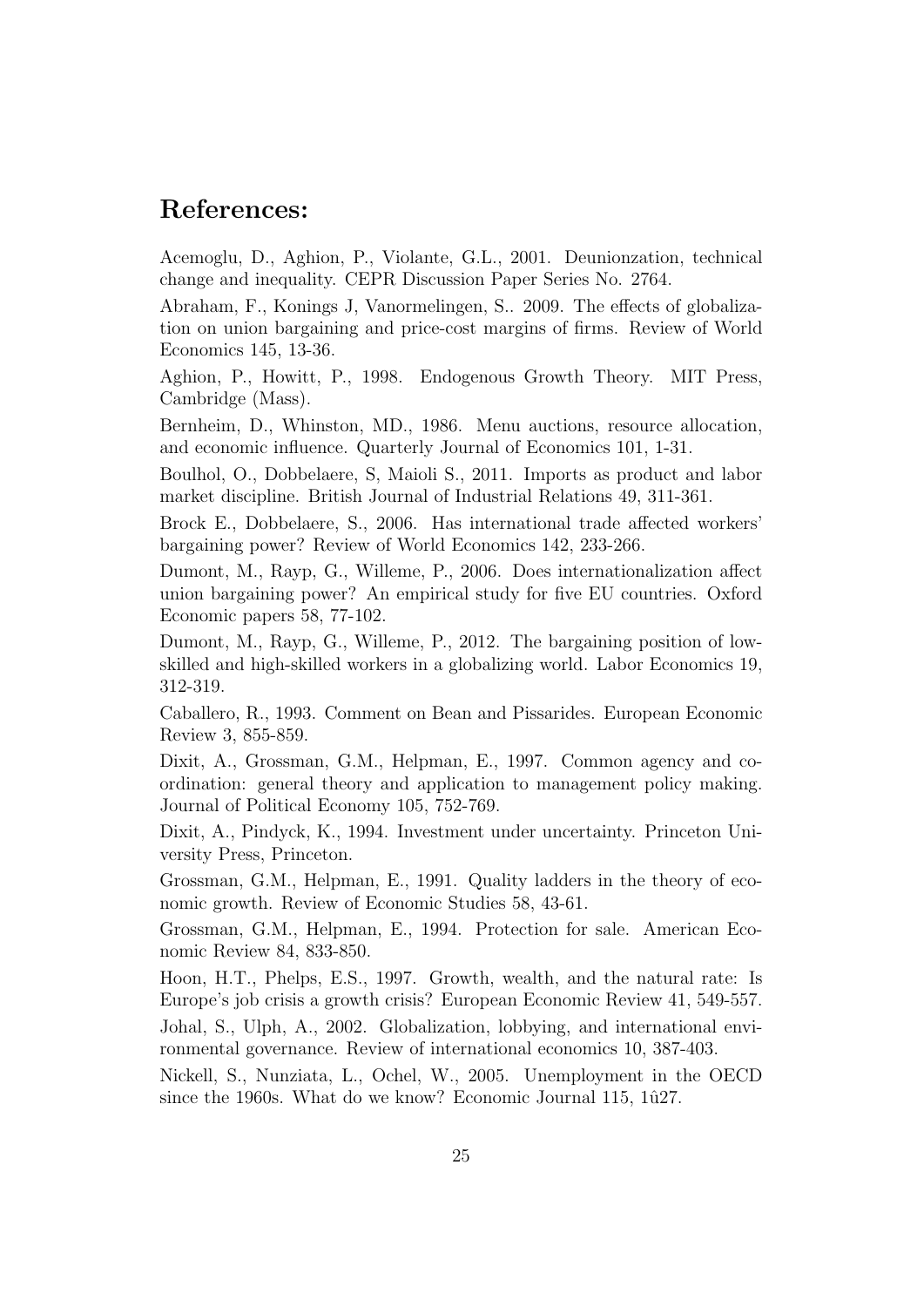## References:

Acemoglu, D., Aghion, P., Violante, G.L., 2001. Deunionzation, technical change and inequality. CEPR Discussion Paper Series No. 2764.

Abraham, F., Konings J, Vanormelingen, S.. 2009. The effects of globalization on union bargaining and price-cost margins of firms. Review of World Economics 145, 13-36.

Aghion, P., Howitt, P., 1998. Endogenous Growth Theory. MIT Press, Cambridge (Mass).

Bernheim, D., Whinston, MD., 1986. Menu auctions, resource allocation, and economic influence. Quarterly Journal of Economics 101, 1-31.

Boulhol, O., Dobbelaere, S, Maioli S., 2011. Imports as product and labor market discipline. British Journal of Industrial Relations 49, 311-361.

Brock E., Dobbelaere, S., 2006. Has international trade affected workers' bargaining power? Review of World Economics 142, 233-266.

Dumont, M., Rayp, G., Willeme, P., 2006. Does internationalization affect union bargaining power? An empirical study for five EU countries. Oxford Economic papers 58, 77-102.

Dumont, M., Rayp, G., Willeme, P., 2012. The bargaining position of low-skilled and high-skilled workers in a globalizing world. Labor Economics 19, 312-319.

Caballero, R., 1993. Comment on Bean and Pissarides. European Economic Review 3, 855-859.

Dixit, A., Grossman, G.M., Helpman, E., 1997. Common agency and coordination: general theory and application to management policy making. Journal of Political Economy 105, 752-769.

Dixit, A., Pindyck, K., 1994. Investment under uncertainty. Princeton University Press, Princeton.

Grossman, G.M., Helpman, E., 1991. Quality ladders in the theory of economic growth. Review of Economic Studies 58, 43-61.

Grossman, G.M., Helpman, E., 1994. Protection for sale. American Economic Review 84, 833-850.

Hoon, H.T., Phelps, E.S., 1997. Growth, wealth, and the natural rate: Is Europe's job crisis a growth crisis? European Economic Review 41, 549-557.

Johal, S., Ulph, A., 2002. Globalization, lobbying, and international environmental governance. Review of international economics 10, 387-403.

Nickell, S., Nunziata, L., Ochel, W., 2005. Unemployment in the OECD since the 1960s. What do we know? Economic Journal 115, 1û27.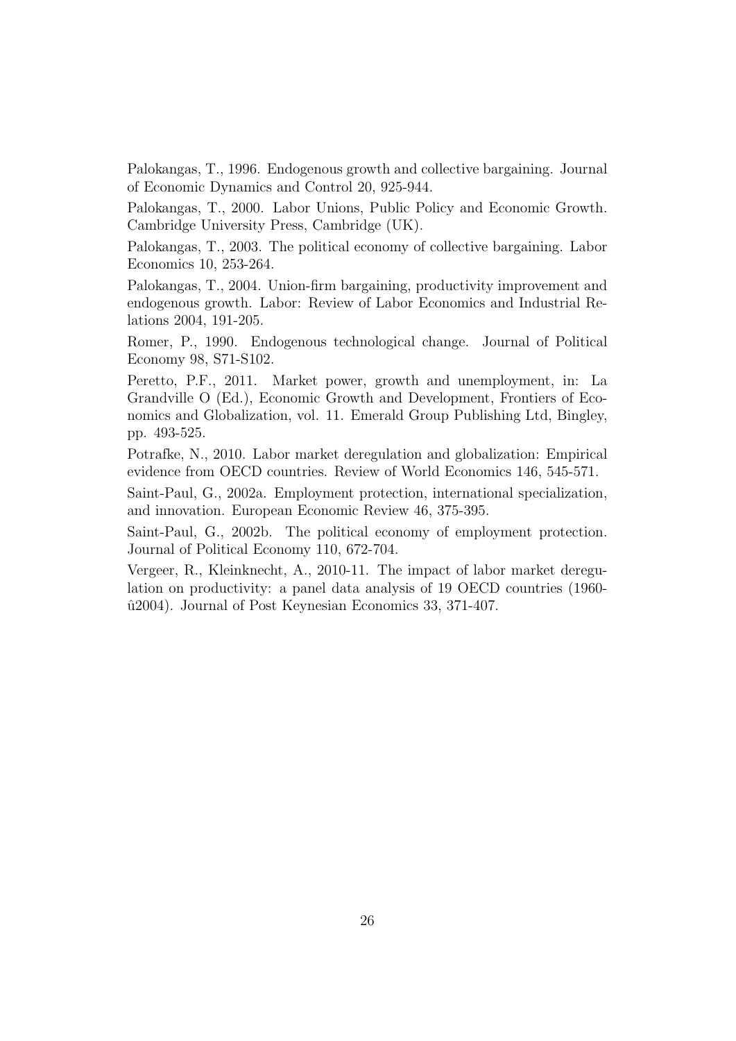Palokangas, T., 1996. Endogenous growth and collective bargaining. Journal of Economic Dynamics and Control 20, 925-944.

Palokangas, T., 2000. Labor Unions, Public Policy and Economic Growth. Cambridge University Press, Cambridge (UK).

Palokangas, T., 2003. The political economy of collective bargaining. Labor Economics 10, 253-264.

Palokangas, T., 2004. Union-firm bargaining, productivity improvement and endogenous growth. Labor: Review of Labor Economics and Industrial Relations 2004, 191-205.

Romer, P., 1990. Endogenous technological change. Journal of Political Economy 98, S71-S102.

Peretto, P.F., 2011. Market power, growth and unemployment, in: La Grandville O (Ed.), Economic Growth and Development, Frontiers of Economics and Globalization, vol. 11. Emerald Group Publishing Ltd, Bingley, pp. 493-525.

Potrafke, N., 2010. Labor market deregulation and globalization: Empirical evidence from OECD countries. Review of World Economics 146, 545-571.

Saint-Paul, G., 2002a. Employment protection, international specialization, and innovation. European Economic Review 46, 375-395.

Saint-Paul, G., 2002b. The political economy of employment protection. Journal of Political Economy 110, 672-704.

Vergeer, R., Kleinknecht, A., 2010-11. The impact of labor market deregulation on productivity: a panel data analysis of 19 OECD countries (1960-û2004). Journal of Post Keynesian Economics 33, 371-407.